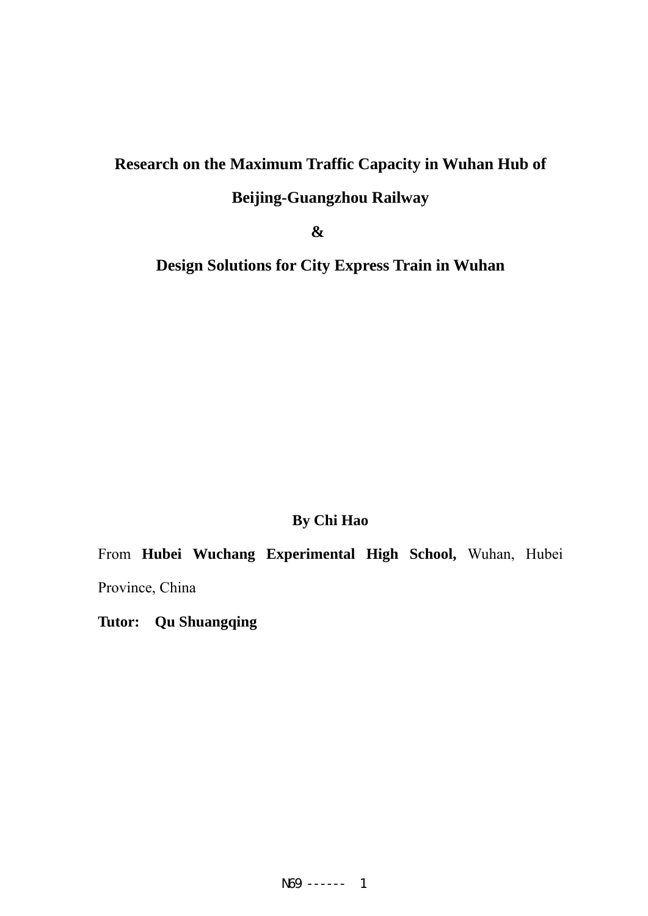# Research on the Maximum Traffic Capacity in Wuhan Hub of Beijing-Guangzhou Railway

# &

# Design Solutions for City Express Train in Wuhan

**By Chi Hao**

From **Hubei Wuchang Experimental High School,** Wuhan, Hubei Province, China

**Tutor: Qu Shuangqing**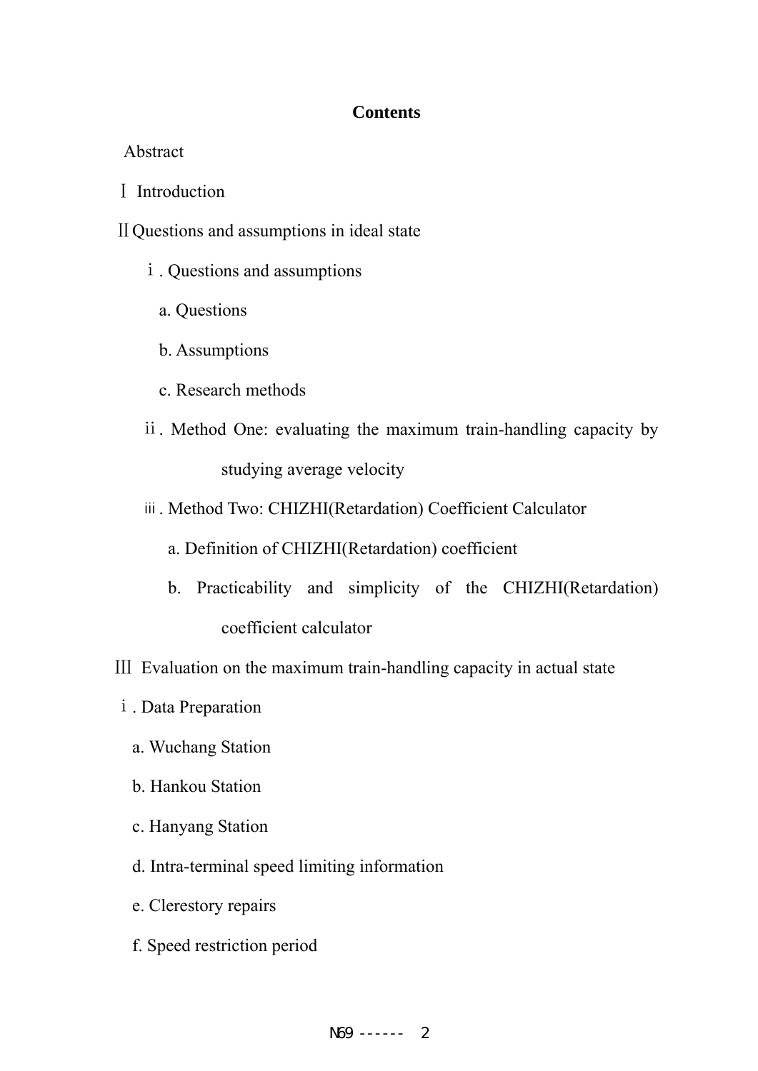**Contents**

Abstract

Ⅰ Introduction

Ⅱ Questions and assumptions in ideal state

ⅰ. Questions and assumptions

a. Questions

b. Assumptions

c. Research methods

ⅱ. Method One: evaluating the maximum train-handling capacity by studying average velocity

ⅲ. Method Two: CHIZHI(Retardation) Coefficient Calculator

a. Definition of CHIZHI(Retardation) coefficient

b. Practicability and simplicity of the CHIZHI(Retardation) coefficient calculator

Ⅲ Evaluation on the maximum train-handling capacity in actual state

ⅰ. Data Preparation

a. Wuchang Station

b. Hankou Station

c. Hanyang Station

d. Intra-terminal speed limiting information

e. Clerestory repairs

f. Speed restriction period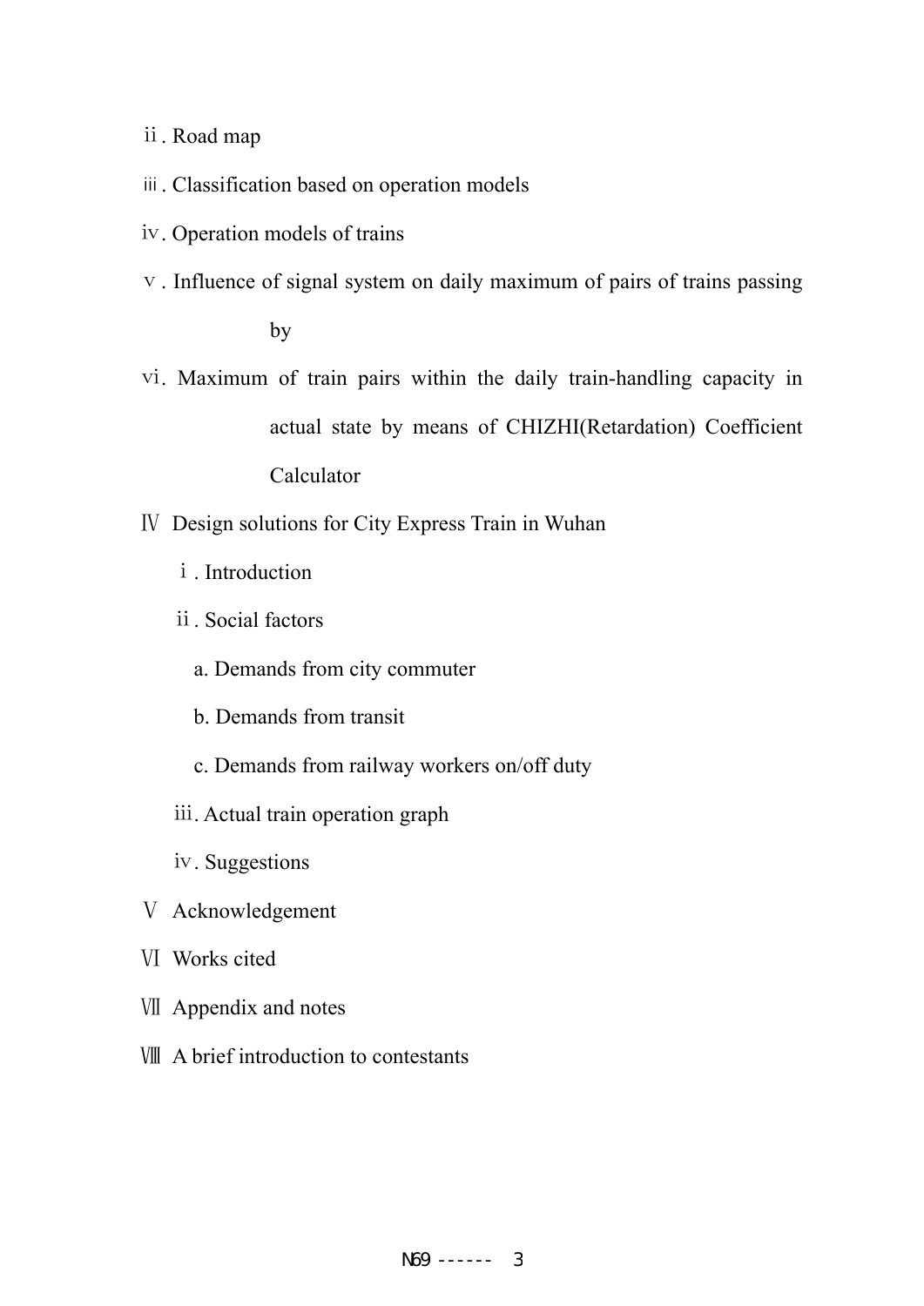- ⅱ. Road map
- ⅲ. Classification based on operation models
- ⅳ. Operation models of trains
- ⅴ. Influence of signal system on daily maximum of pairs of trains passing by
- ⅵ. Maximum of train pairs within the daily train-handling capacity in actual state by means of CHIZHI(Retardation) Coefficient Calculator

Ⅳ Design solutions for City Express Train in Wuhan

- ⅰ. Introduction
- ⅱ. Social factors
  - a. Demands from city commuter
  - b. Demands from transit
  - c. Demands from railway workers on/off duty
- ⅲ. Actual train operation graph
- ⅳ. Suggestions

Ⅴ Acknowledgement

Ⅵ Works cited

Ⅶ Appendix and notes

Ⅷ A brief introduction to contestants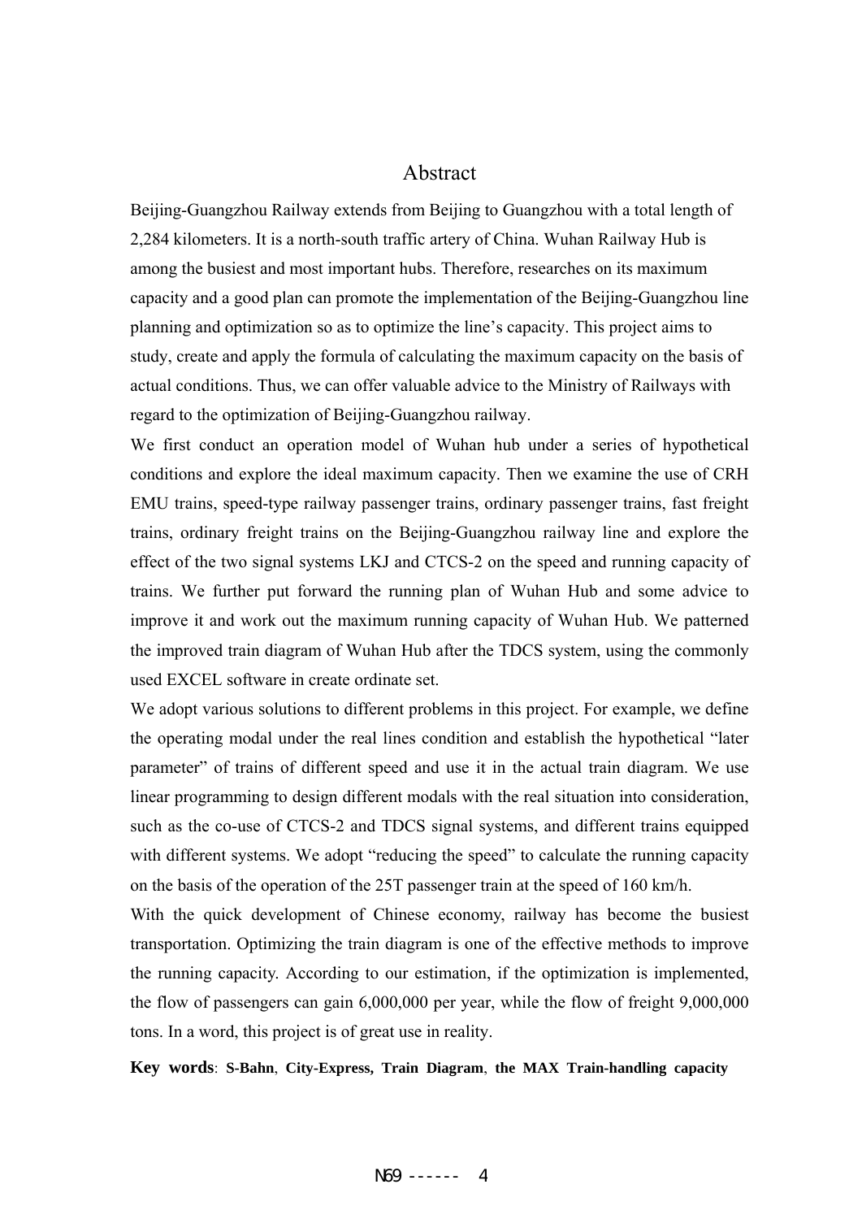# Abstract

Beijing-Guangzhou Railway extends from Beijing to Guangzhou with a total length of 2,284 kilometers. It is a north-south traffic artery of China. Wuhan Railway Hub is among the busiest and most important hubs. Therefore, researches on its maximum capacity and a good plan can promote the implementation of the Beijing-Guangzhou line planning and optimization so as to optimize the line's capacity. This project aims to study, create and apply the formula of calculating the maximum capacity on the basis of actual conditions. Thus, we can offer valuable advice to the Ministry of Railways with regard to the optimization of Beijing-Guangzhou railway.

We first conduct an operation model of Wuhan hub under a series of hypothetical conditions and explore the ideal maximum capacity. Then we examine the use of CRH EMU trains, speed-type railway passenger trains, ordinary passenger trains, fast freight trains, ordinary freight trains on the Beijing-Guangzhou railway line and explore the effect of the two signal systems LKJ and CTCS-2 on the speed and running capacity of trains. We further put forward the running plan of Wuhan Hub and some advice to improve it and work out the maximum running capacity of Wuhan Hub. We patterned the improved train diagram of Wuhan Hub after the TDCS system, using the commonly used EXCEL software in create ordinate set.

We adopt various solutions to different problems in this project. For example, we define the operating modal under the real lines condition and establish the hypothetical "later parameter" of trains of different speed and use it in the actual train diagram. We use linear programming to design different modals with the real situation into consideration, such as the co-use of CTCS-2 and TDCS signal systems, and different trains equipped with different systems. We adopt "reducing the speed" to calculate the running capacity on the basis of the operation of the 25T passenger train at the speed of 160 km/h.

With the quick development of Chinese economy, railway has become the busiest transportation. Optimizing the train diagram is one of the effective methods to improve the running capacity. According to our estimation, if the optimization is implemented, the flow of passengers can gain 6,000,000 per year, while the flow of freight 9,000,000 tons. In a word, this project is of great use in reality.

**Key words**: **S-Bahn**, **City-Express, Train Diagram**, **the MAX Train-handling capacity**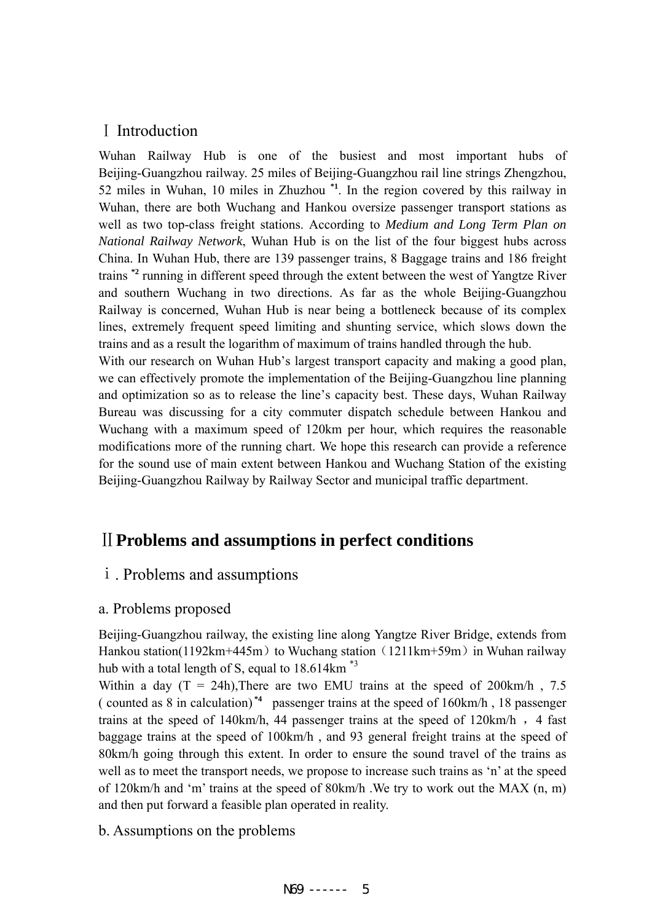## Ⅰ Introduction

Wuhan Railway Hub is one of the busiest and most important hubs of Beijing-Guangzhou railway. 25 miles of Beijing-Guangzhou rail line strings Zhengzhou, 52 miles in Wuhan, 10 miles in Zhuzhou [*1]. In the region covered by this railway in Wuhan, there are both Wuchang and Hankou oversize passenger transport stations as well as two top-class freight stations. According to *Medium and Long Term Plan on National Railway Network*, Wuhan Hub is on the list of the four biggest hubs across China. In Wuhan Hub, there are 139 passenger trains, 8 Baggage trains and 186 freight trains [*2] running in different speed through the extent between the west of Yangtze River and southern Wuchang in two directions. As far as the whole Beijing-Guangzhou Railway is concerned, Wuhan Hub is near being a bottleneck because of its complex lines, extremely frequent speed limiting and shunting service, which slows down the trains and as a result the logarithm of maximum of trains handled through the hub.

With our research on Wuhan Hub's largest transport capacity and making a good plan, we can effectively promote the implementation of the Beijing-Guangzhou line planning and optimization so as to release the line's capacity best. These days, Wuhan Railway Bureau was discussing for a city commuter dispatch schedule between Hankou and Wuchang with a maximum speed of 120km per hour, which requires the reasonable modifications more of the running chart. We hope this research can provide a reference for the sound use of main extent between Hankou and Wuchang Station of the existing Beijing-Guangzhou Railway by Railway Sector and municipal traffic department.

## Ⅱ **Problems and assumptions in perfect conditions**

### ⅰ. Problems and assumptions

#### a. Problems proposed

Beijing-Guangzhou railway, the existing line along Yangtze River Bridge, extends from Hankou station(1192km+445m）to Wuchang station（1211km+59m）in Wuhan railway hub with a total length of S, equal to 18.614km [*3]

Within a day (T = 24h),There are two EMU trains at the speed of 200km/h , 7.5 ( counted as 8 in calculation) [*4] passenger trains at the speed of 160km/h , 18 passenger trains at the speed of 140km/h, 44 passenger trains at the speed of 120km/h ，4 fast baggage trains at the speed of 100km/h , and 93 general freight trains at the speed of 80km/h going through this extent. In order to ensure the sound travel of the trains as well as to meet the transport needs, we propose to increase such trains as 'n' at the speed of 120km/h and 'm' trains at the speed of 80km/h .We try to work out the MAX (n, m) and then put forward a feasible plan operated in reality.

#### b. Assumptions on the problems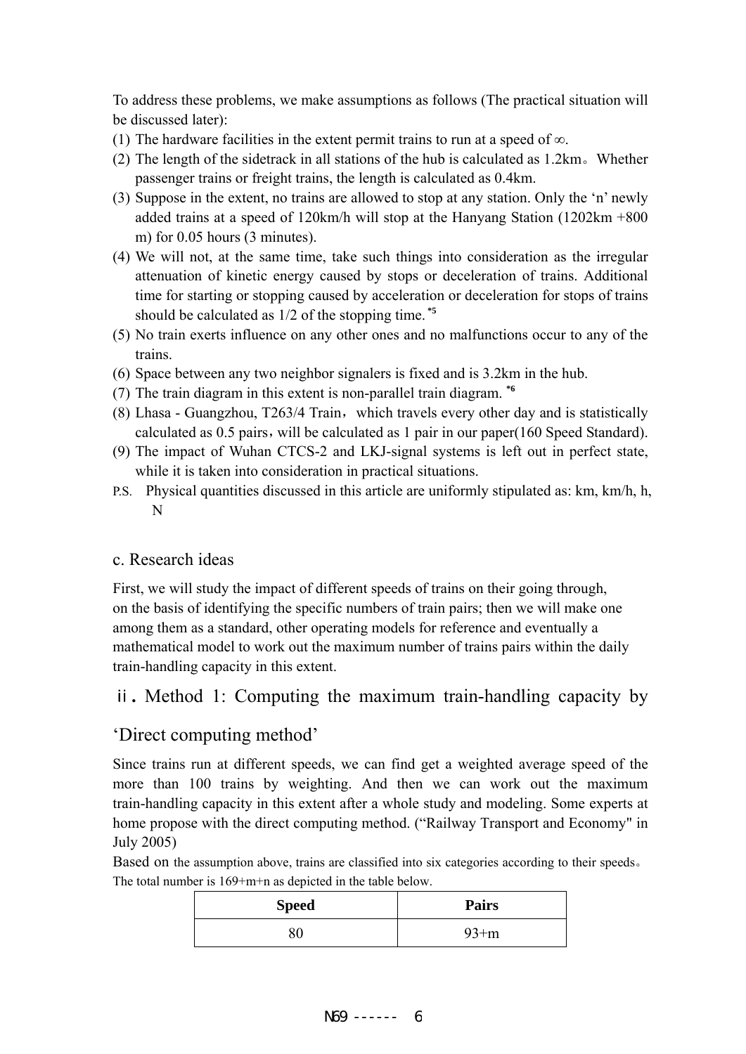To address these problems, we make assumptions as follows (The practical situation will be discussed later):

(1) The hardware facilities in the extent permit trains to run at a speed of $\infty$.
(2) The length of the sidetrack in all stations of the hub is calculated as 1.2km。Whether passenger trains or freight trains, the length is calculated as 0.4km.
(3) Suppose in the extent, no trains are allowed to stop at any station. Only the 'n' newly added trains at a speed of 120km/h will stop at the Hanyang Station (1202km +800 m) for 0.05 hours (3 minutes).
(4) We will not, at the same time, take such things into consideration as the irregular attenuation of kinetic energy caused by stops or deceleration of trains. Additional time for starting or stopping caused by acceleration or deceleration for stops of trains should be calculated as 1/2 of the stopping time. [*5]
(5) No train exerts influence on any other ones and no malfunctions occur to any of the trains.
(6) Space between any two neighbor signalers is fixed and is 3.2km in the hub.
(7) The train diagram in this extent is non-parallel train diagram. [*6]
(8) Lhasa - Guangzhou, T263/4 Train，which travels every other day and is statistically calculated as 0.5 pairs，will be calculated as 1 pair in our paper(160 Speed Standard).
(9) The impact of Wuhan CTCS-2 and LKJ-signal systems is left out in perfect state, while it is taken into consideration in practical situations.

P.S. Physical quantities discussed in this article are uniformly stipulated as: km, km/h, h, N

### c. Research ideas

First, we will study the impact of different speeds of trains on their going through, on the basis of identifying the specific numbers of train pairs; then we will make one among them as a standard, other operating models for reference and eventually a mathematical model to work out the maximum number of trains pairs within the daily train-handling capacity in this extent.

## ii. Method 1: Computing the maximum train-handling capacity by 'Direct computing method'

Since trains run at different speeds, we can find get a weighted average speed of the more than 100 trains by weighting. And then we can work out the maximum train-handling capacity in this extent after a whole study and modeling. Some experts at home propose with the direct computing method. ("Railway Transport and Economy" in July 2005)

Based on the assumption above, trains are classified into six categories according to their speeds。The total number is 169+m+n as depicted in the table below.

| Speed | Pairs |
|---|---|
| 80 | 93+m |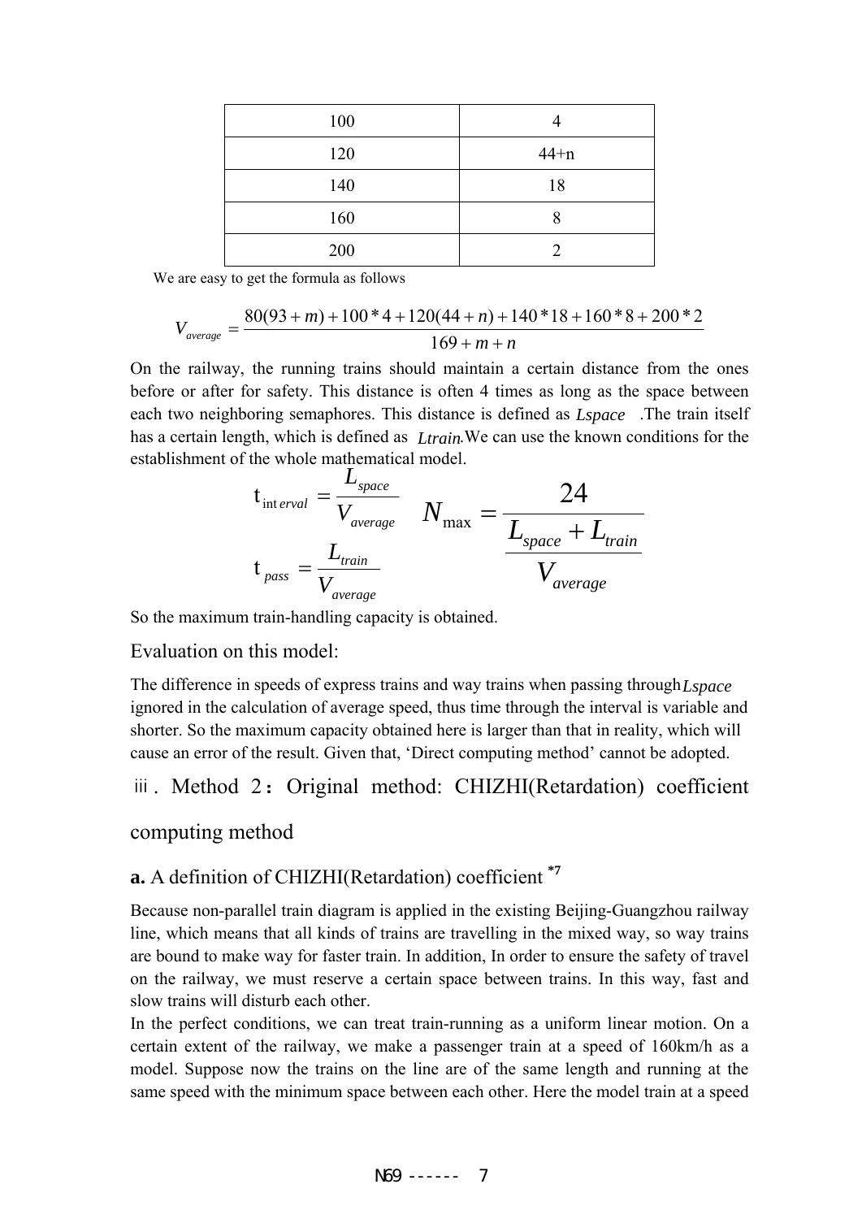| 100 | 4 |
|---|---|
| 120 | 44+n |
| 140 | 18 |
| 160 | 8 |
| 200 | 2 |

We are easy to get the formula as follows

$$V_{average} = \frac{80(93+m)+100*4+120(44+n)+140*18+160*8+200*2}{169+m+n}$$

On the railway, the running trains should maintain a certain distance from the ones before or after for safety. This distance is often 4 times as long as the space between each two neighboring semaphores. This distance is defined as $Lspace$ .The train itself has a certain length, which is defined as $Ltrain$.We can use the known conditions for the establishment of the whole mathematical model.

$$t_{interval} = \frac{L_{space}}{V_{average}} \qquad N_{\max} = \frac{24}{\dfrac{L_{space}+L_{train}}{V_{average}}}$$

$$t_{pass} = \frac{L_{train}}{V_{average}}$$

So the maximum train-handling capacity is obtained.

Evaluation on this model:

The difference in speeds of express trains and way trains when passing through $Lspace$ ignored in the calculation of average speed, thus time through the interval is variable and shorter. So the maximum capacity obtained here is larger than that in reality, which will cause an error of the result. Given that, 'Direct computing method' cannot be adopted.

### ⅲ. Method 2：Original method: CHIZHI(Retardation) coefficient computing method

#### **a.** A definition of CHIZHI(Retardation) coefficient [*7]

Because non-parallel train diagram is applied in the existing Beijing-Guangzhou railway line, which means that all kinds of trains are travelling in the mixed way, so way trains are bound to make way for faster train. In addition, In order to ensure the safety of travel on the railway, we must reserve a certain space between trains. In this way, fast and slow trains will disturb each other.

In the perfect conditions, we can treat train-running as a uniform linear motion. On a certain extent of the railway, we make a passenger train at a speed of 160km/h as a model. Suppose now the trains on the line are of the same length and running at the same speed with the minimum space between each other. Here the model train at a speed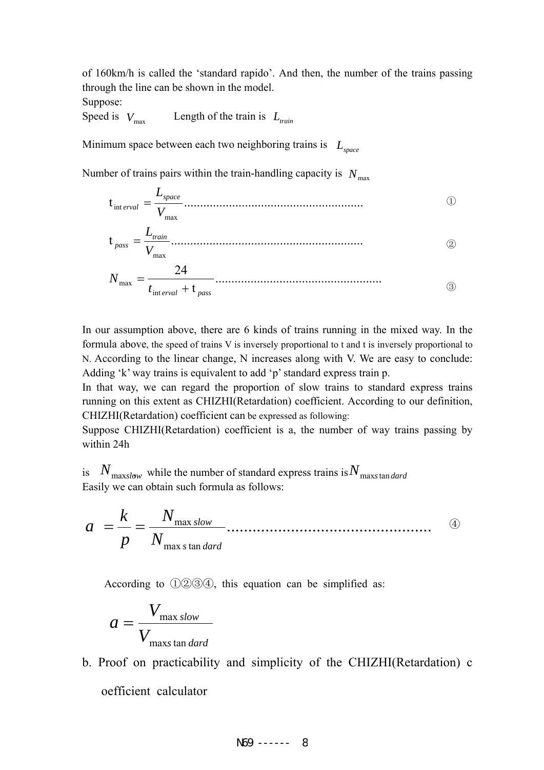of 160km/h is called the 'standard rapido'. And then, the number of the trains passing through the line can be shown in the model.

Suppose:

Speed is $V_{\max}$ Length of the train is $L_{train}$

Minimum space between each two neighboring trains is $L_{space}$

Number of trains pairs within the train-handling capacity is $N_{\max}$

$$t_{interval} = \frac{L_{space}}{V_{\max}} \quad ①$$

$$t_{pass} = \frac{L_{train}}{V_{\max}} \quad ②$$

$$N_{\max} = \frac{24}{t_{interval} + t_{pass}} \quad ③$$

In our assumption above, there are 6 kinds of trains running in the mixed way. In the formula above, the speed of trains V is inversely proportional to t and t is inversely proportional to N. According to the linear change, N increases along with V. We are easy to conclude: Adding 'k' way trains is equivalent to add 'p' standard express train p.

In that way, we can regard the proportion of slow trains to standard express trains running on this extent as CHIZHI(Retardation) coefficient. According to our definition, CHIZHI(Retardation) coefficient can be expressed as following:

Suppose CHIZHI(Retardation) coefficient is a, the number of way trains passing by within 24h

is $N_{\max slow}$ while the number of standard express trains is $N_{\max standard}$

Easily we can obtain such formula as follows:

$$a = \frac{k}{p} = \frac{N_{\max slow}}{N_{\max standard}} \quad ④$$

According to ①②③④, this equation can be simplified as:

$$a = \frac{V_{\max slow}}{V_{\max standard}}$$

b. Proof on practicability and simplicity of the CHIZHI(Retardation) coefficient calculator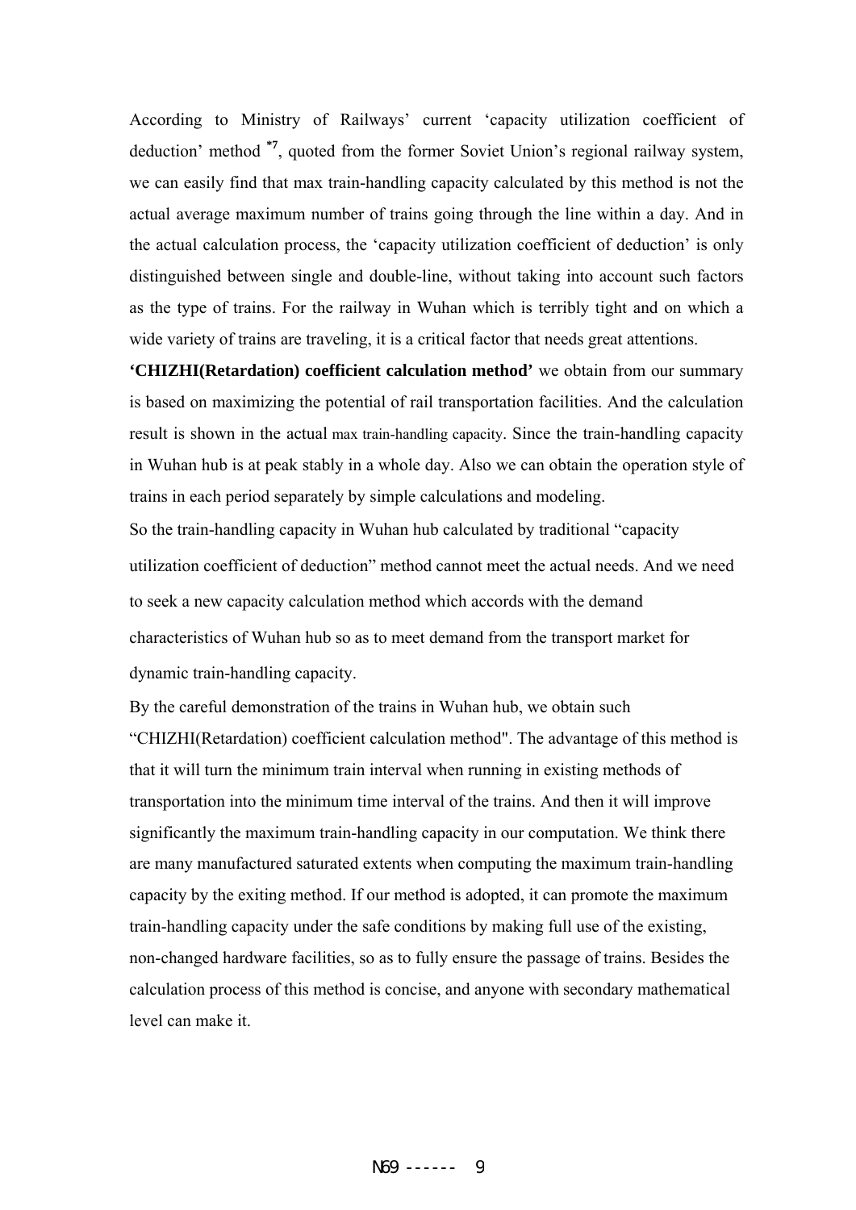According to Ministry of Railways' current 'capacity utilization coefficient of deduction' method [*7], quoted from the former Soviet Union's regional railway system, we can easily find that max train-handling capacity calculated by this method is not the actual average maximum number of trains going through the line within a day. And in the actual calculation process, the 'capacity utilization coefficient of deduction' is only distinguished between single and double-line, without taking into account such factors as the type of trains. For the railway in Wuhan which is terribly tight and on which a wide variety of trains are traveling, it is a critical factor that needs great attentions.

**'CHIZHI(Retardation) coefficient calculation method'** we obtain from our summary is based on maximizing the potential of rail transportation facilities. And the calculation result is shown in the actual max train-handling capacity. Since the train-handling capacity in Wuhan hub is at peak stably in a whole day. Also we can obtain the operation style of trains in each period separately by simple calculations and modeling.

So the train-handling capacity in Wuhan hub calculated by traditional "capacity utilization coefficient of deduction" method cannot meet the actual needs. And we need to seek a new capacity calculation method which accords with the demand characteristics of Wuhan hub so as to meet demand from the transport market for dynamic train-handling capacity.

By the careful demonstration of the trains in Wuhan hub, we obtain such "CHIZHI(Retardation) coefficient calculation method". The advantage of this method is that it will turn the minimum train interval when running in existing methods of transportation into the minimum time interval of the trains. And then it will improve significantly the maximum train-handling capacity in our computation. We think there are many manufactured saturated extents when computing the maximum train-handling capacity by the exiting method. If our method is adopted, it can promote the maximum train-handling capacity under the safe conditions by making full use of the existing, non-changed hardware facilities, so as to fully ensure the passage of trains. Besides the calculation process of this method is concise, and anyone with secondary mathematical level can make it.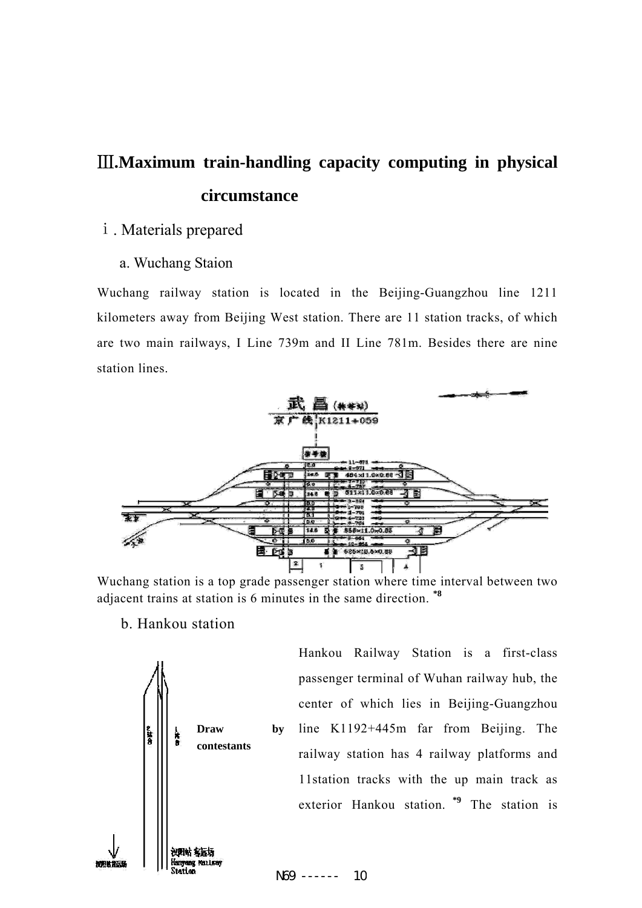## Ⅲ.Maximum train-handling capacity computing in physical circumstance

### ⅰ. Materials prepared

a. Wuchang Staion

Wuchang railway station is located in the Beijing-Guangzhou line 1211 kilometers away from Beijing West station. There are 11 station tracks, of which are two main railways, I Line 739m and II Line 781m. Besides there are nine station lines.

Wuchang station is a top grade passenger station where time interval between two adjacent trains at station is 6 minutes in the same direction. *8

b. Hankou station

Draw by contestants

Hankou Railway Station is a first-class passenger terminal of Wuhan railway hub, the center of which lies in Beijing-Guangzhou line K1192+445m far from Beijing. The railway station has 4 railway platforms and 11station tracks with the up main track as exterior Hankou station. *9 The station is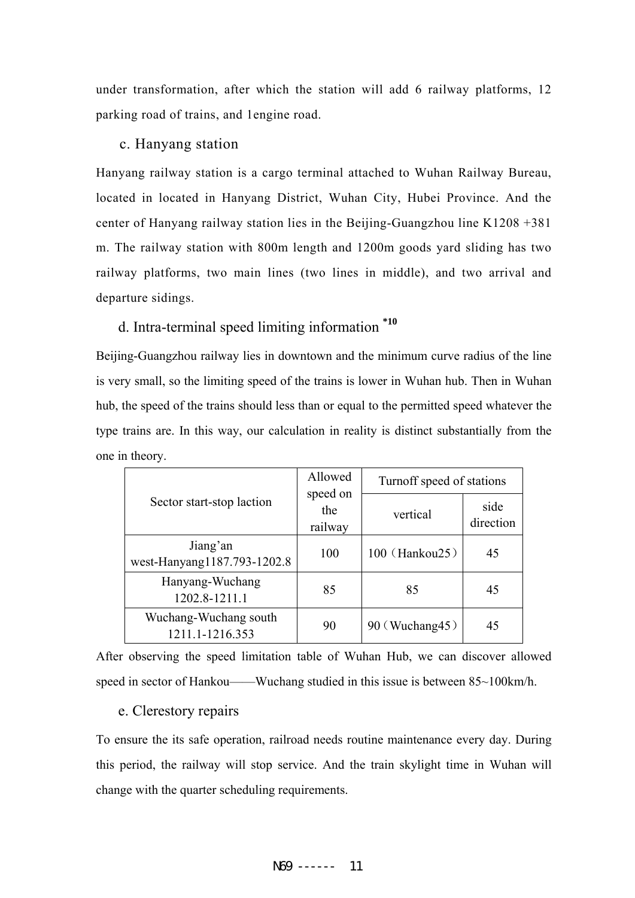under transformation, after which the station will add 6 railway platforms, 12 parking road of trains, and 1engine road.

### c. Hanyang station

Hanyang railway station is a cargo terminal attached to Wuhan Railway Bureau, located in located in Hanyang District, Wuhan City, Hubei Province. And the center of Hanyang railway station lies in the Beijing-Guangzhou line K1208 +381 m. The railway station with 800m length and 1200m goods yard sliding has two railway platforms, two main lines (two lines in middle), and two arrival and departure sidings.

### d. Intra-terminal speed limiting information [*10]

Beijing-Guangzhou railway lies in downtown and the minimum curve radius of the line is very small, so the limiting speed of the trains is lower in Wuhan hub. Then in Wuhan hub, the speed of the trains should less than or equal to the permitted speed whatever the type trains are. In this way, our calculation in reality is distinct substantially from the one in theory.

| Sector start-stop laction | Allowed speed on the railway | Turnoff speed of stations | |
|---|---|---|---|
| | | vertical | side direction |
| Jiang'an west-Hanyang1187.793-1202.8 | 100 | 100（Hankou25） | 45 |
| Hanyang-Wuchang 1202.8-1211.1 | 85 | 85 | 45 |
| Wuchang-Wuchang south 1211.1-1216.353 | 90 | 90（Wuchang45） | 45 |

After observing the speed limitation table of Wuhan Hub, we can discover allowed speed in sector of Hankou——Wuchang studied in this issue is between 85~100km/h.

### e. Clerestory repairs

To ensure the its safe operation, railroad needs routine maintenance every day. During this period, the railway will stop service. And the train skylight time in Wuhan will change with the quarter scheduling requirements.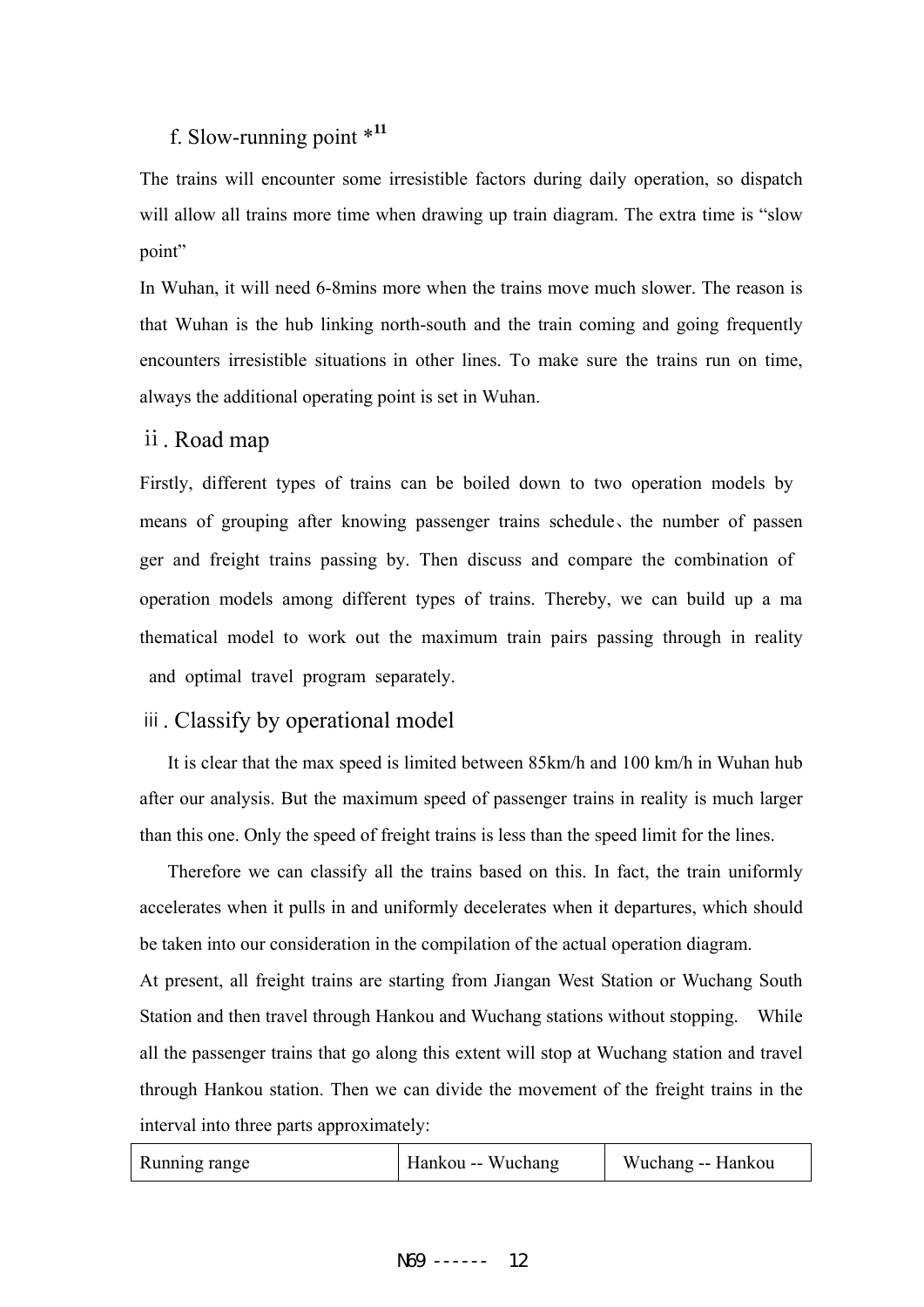#### f. Slow-running point *[11]

The trains will encounter some irresistible factors during daily operation, so dispatch will allow all trains more time when drawing up train diagram. The extra time is "slow point"

In Wuhan, it will need 6-8mins more when the trains move much slower. The reason is that Wuhan is the hub linking north-south and the train coming and going frequently encounters irresistible situations in other lines. To make sure the trains run on time, always the additional operating point is set in Wuhan.

### ii. Road map

Firstly, different types of trains can be boiled down to two operation models by means of grouping after knowing passenger trains schedule、the number of passenger and freight trains passing by. Then discuss and compare the combination of operation models among different types of trains. Thereby, we can build up a mathematical model to work out the maximum train pairs passing through in reality and optimal travel program separately.

### iii. Classify by operational model

It is clear that the max speed is limited between 85km/h and 100 km/h in Wuhan hub after our analysis. But the maximum speed of passenger trains in reality is much larger than this one. Only the speed of freight trains is less than the speed limit for the lines.

Therefore we can classify all the trains based on this. In fact, the train uniformly accelerates when it pulls in and uniformly decelerates when it departures, which should be taken into our consideration in the compilation of the actual operation diagram.

At present, all freight trains are starting from Jiangan West Station or Wuchang South Station and then travel through Hankou and Wuchang stations without stopping. While all the passenger trains that go along this extent will stop at Wuchang station and travel through Hankou station. Then we can divide the movement of the freight trains in the interval into three parts approximately:

| Running range | Hankou -- Wuchang | Wuchang -- Hankou |
| --- | --- | --- |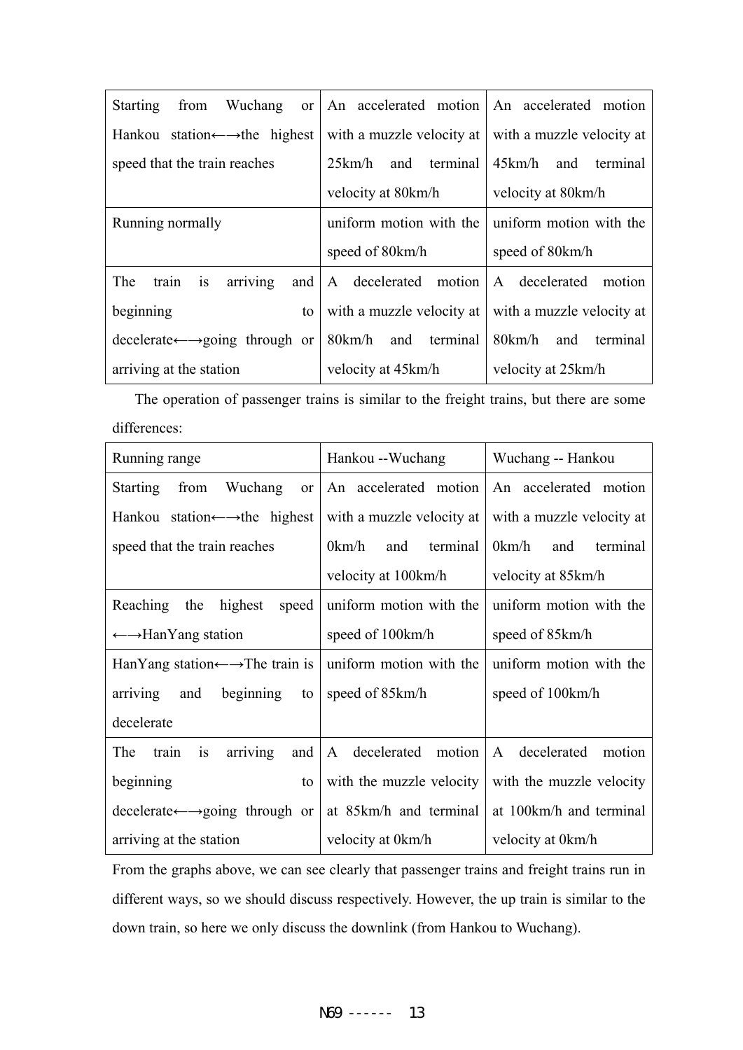| | | |
|---|---|---|
| Starting from Wuchang or Hankou station←→the highest speed that the train reaches | An accelerated motion with a muzzle velocity at 25km/h and terminal velocity at 80km/h | An accelerated motion with a muzzle velocity at 45km/h and terminal velocity at 80km/h |
| Running normally | uniform motion with the speed of 80km/h | uniform motion with the speed of 80km/h |
| The train is arriving and beginning to decelerate←→going through or arriving at the station | A decelerated motion with a muzzle velocity at 80km/h and terminal velocity at 45km/h | A decelerated motion with a muzzle velocity at 80km/h and terminal velocity at 25km/h |

The operation of passenger trains is similar to the freight trains, but there are some differences:

| Running range | Hankou --Wuchang | Wuchang -- Hankou |
|---|---|---|
| Starting from Wuchang or Hankou station←→the highest speed that the train reaches | An accelerated motion with a muzzle velocity at 0km/h and terminal velocity at 100km/h | An accelerated motion with a muzzle velocity at 0km/h and terminal velocity at 85km/h |
| Reaching the highest speed ←→HanYang station | uniform motion with the speed of 100km/h | uniform motion with the speed of 85km/h |
| HanYang station←→The train is arriving and beginning to decelerate | uniform motion with the speed of 85km/h | uniform motion with the speed of 100km/h |
| The train is arriving and beginning to decelerate←→going through or arriving at the station | A decelerated motion with the muzzle velocity at 85km/h and terminal velocity at 0km/h | A decelerated motion with the muzzle velocity at 100km/h and terminal velocity at 0km/h |

From the graphs above, we can see clearly that passenger trains and freight trains run in different ways, so we should discuss respectively. However, the up train is similar to the down train, so here we only discuss the downlink (from Hankou to Wuchang).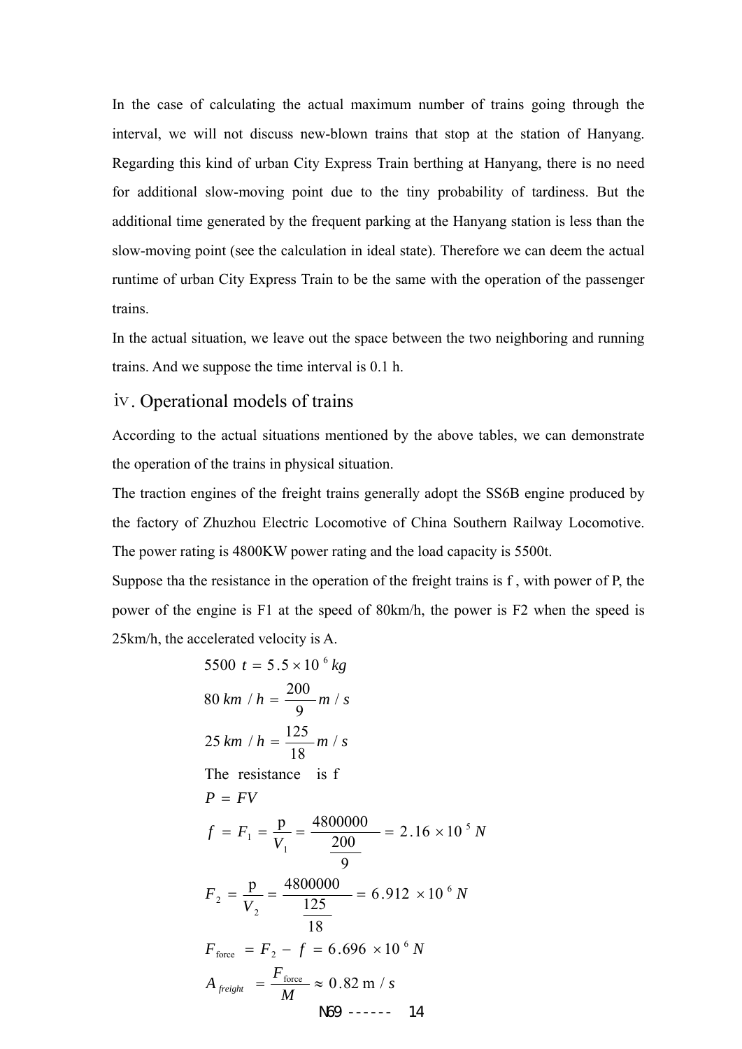In the case of calculating the actual maximum number of trains going through the interval, we will not discuss new-blown trains that stop at the station of Hanyang. Regarding this kind of urban City Express Train berthing at Hanyang, there is no need for additional slow-moving point due to the tiny probability of tardiness. But the additional time generated by the frequent parking at the Hanyang station is less than the slow-moving point (see the calculation in ideal state). Therefore we can deem the actual runtime of urban City Express Train to be the same with the operation of the passenger trains.

In the actual situation, we leave out the space between the two neighboring and running trains. And we suppose the time interval is 0.1 h.

## ⅳ. Operational models of trains

According to the actual situations mentioned by the above tables, we can demonstrate the operation of the trains in physical situation.

The traction engines of the freight trains generally adopt the SS6B engine produced by the factory of Zhuzhou Electric Locomotive of China Southern Railway Locomotive. The power rating is 4800KW power rating and the load capacity is 5500t.

Suppose tha the resistance in the operation of the freight trains is f , with power of P, the power of the engine is F1 at the speed of 80km/h, the power is F2 when the speed is 25km/h, the accelerated velocity is A.

$$5500\ t = 5.5 \times 10^{6}\ kg$$

$$80\ km/h = \frac{200}{9}\ m/s$$

$$25\ km/h = \frac{125}{18}\ m/s$$

The resistance is f

$$P = FV$$

$$f = F_1 = \frac{p}{V_1} = \frac{4800000}{\frac{200}{9}} = 2.16 \times 10^{5}\ N$$

$$F_2 = \frac{p}{V_2} = \frac{4800000}{\frac{125}{18}} = 6.912 \times 10^{6}\ N$$

$$F_{\text{force}} = F_2 - f = 6.696 \times 10^{6}\ N$$

$$A_{freight} = \frac{F_{\text{force}}}{M} \approx 0.82\ \text{m}/s$$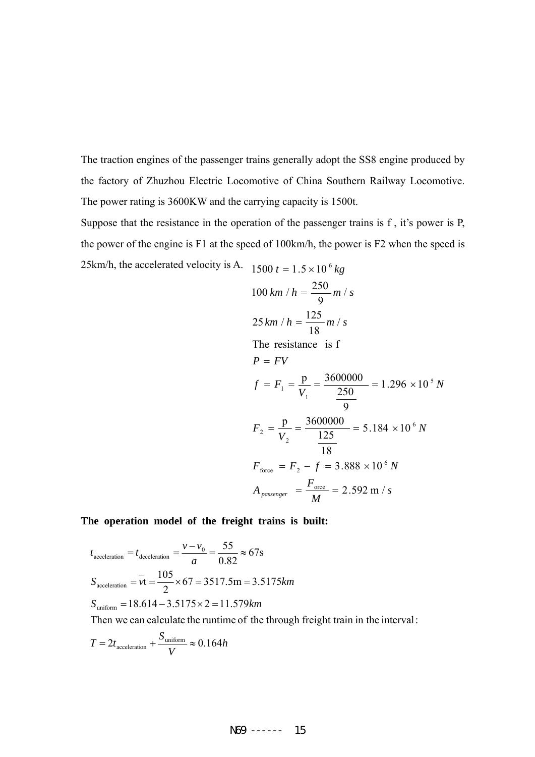The traction engines of the passenger trains generally adopt the SS8 engine produced by the factory of Zhuzhou Electric Locomotive of China Southern Railway Locomotive. The power rating is 3600KW and the carrying capacity is 1500t.

Suppose that the resistance in the operation of the passenger trains is f , it's power is P, the power of the engine is F1 at the speed of 100km/h, the power is F2 when the speed is 25km/h, the accelerated velocity is A.

$$1500\,t = 1.5 \times 10^{6}\,kg$$

$$100\,km/h = \frac{250}{9}\,m/s$$

$$25\,km/h = \frac{125}{18}\,m/s$$

The resistance is f

$$P = FV$$

$$f = F_1 = \frac{p}{V_1} = \frac{3600000}{\frac{250}{9}} = 1.296 \times 10^{5}\,N$$

$$F_2 = \frac{p}{V_2} = \frac{3600000}{\frac{125}{18}} = 5.184 \times 10^{6}\,N$$

$$F_{\text{force}} = F_2 - f = 3.888 \times 10^{6}\,N$$

$$A_{passenger} = \frac{F_{\text{orce}}}{M} = 2.592\,\text{m}/s$$

**The operation model of the freight trains is built:**

$$t_{\text{acceleration}} = t_{\text{deceleration}} = \frac{v - v_0}{a} = \frac{55}{0.82} \approx 67\text{s}$$

$$S_{\text{acceleration}} = \bar{v}\text{t} = \frac{105}{2} \times 67 = 3517.5\text{m} = 3.5175km$$

$$S_{\text{uniform}} = 18.614 - 3.5175 \times 2 = 11.579km$$

Then we can calculate the runtime of the through freight train in the interval:

$$T = 2t_{\text{acceleration}} + \frac{S_{\text{uniform}}}{V} \approx 0.164h$$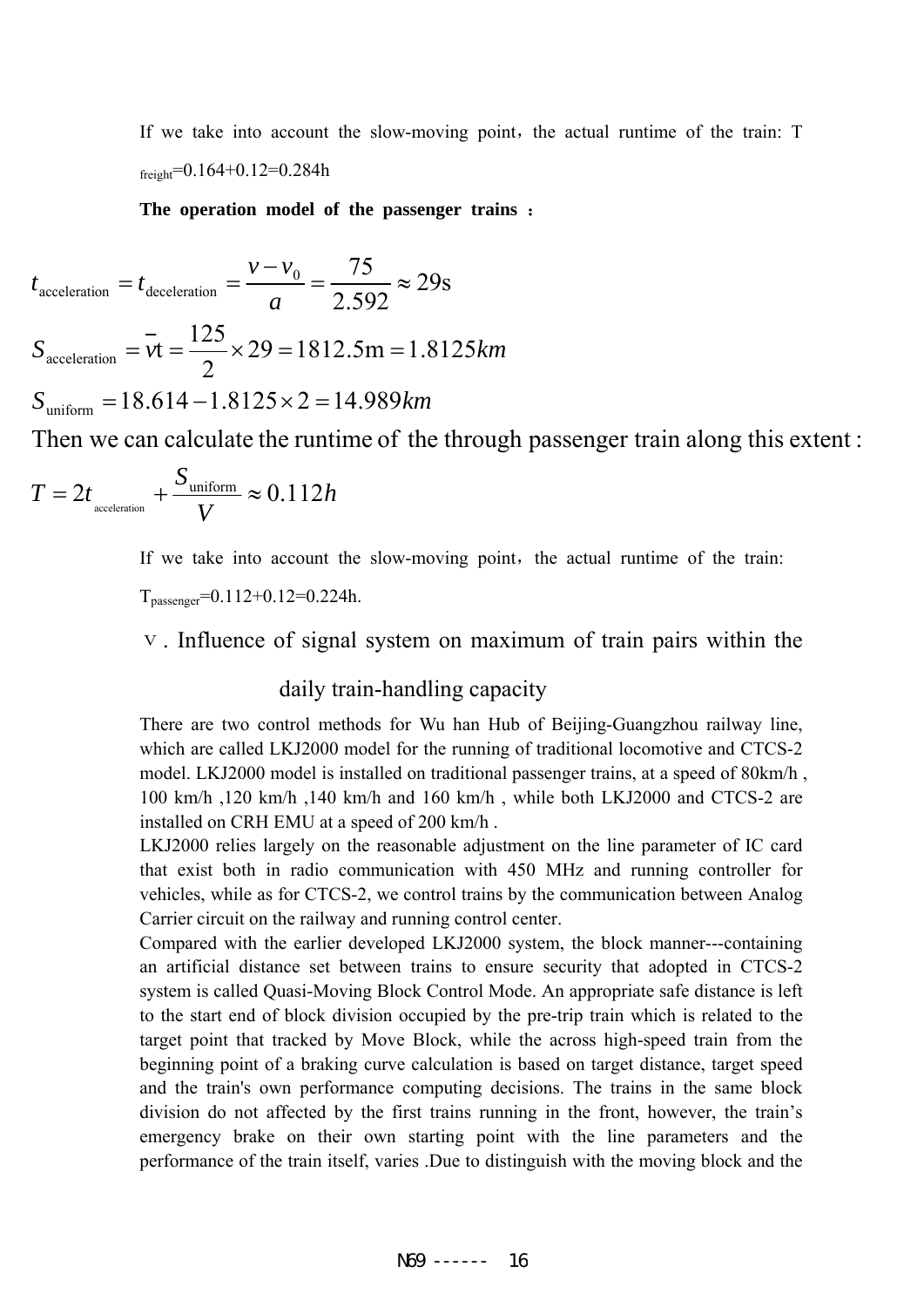If we take into account the slow-moving point，the actual runtime of the train: $T_{freight}$=0.164+0.12=0.284h

**The operation model of the passenger trains ：**

$$t_{\text{acceleration}} = t_{\text{deceleration}} = \frac{v - v_0}{a} = \frac{75}{2.592} \approx 29\text{s}$$

$$S_{\text{acceleration}} = \bar{v}\text{t} = \frac{125}{2} \times 29 = 1812.5\text{m} = 1.8125km$$

$$S_{\text{uniform}} = 18.614 - 1.8125 \times 2 = 14.989km$$

Then we can calculate the runtime of the through passenger train along this extent :

$$T = 2t_{\text{acceleration}} + \frac{S_{\text{uniform}}}{V} \approx 0.112h$$

If we take into account the slow-moving point，the actual runtime of the train: $T_{passenger}$=0.112+0.12=0.224h.

## Ⅴ. Influence of signal system on maximum of train pairs within the daily train-handling capacity

There are two control methods for Wu han Hub of Beijing-Guangzhou railway line, which are called LKJ2000 model for the running of traditional locomotive and CTCS-2 model. LKJ2000 model is installed on traditional passenger trains, at a speed of 80km/h , 100 km/h ,120 km/h ,140 km/h and 160 km/h , while both LKJ2000 and CTCS-2 are installed on CRH EMU at a speed of 200 km/h .

LKJ2000 relies largely on the reasonable adjustment on the line parameter of IC card that exist both in radio communication with 450 MHz and running controller for vehicles, while as for CTCS-2, we control trains by the communication between Analog Carrier circuit on the railway and running control center.

Compared with the earlier developed LKJ2000 system, the block manner---containing an artificial distance set between trains to ensure security that adopted in CTCS-2 system is called Quasi-Moving Block Control Mode. An appropriate safe distance is left to the start end of block division occupied by the pre-trip train which is related to the target point that tracked by Move Block, while the across high-speed train from the beginning point of a braking curve calculation is based on target distance, target speed and the train's own performance computing decisions. The trains in the same block division do not affected by the first trains running in the front, however, the train’s emergency brake on their own starting point with the line parameters and the performance of the train itself, varies .Due to distinguish with the moving block and the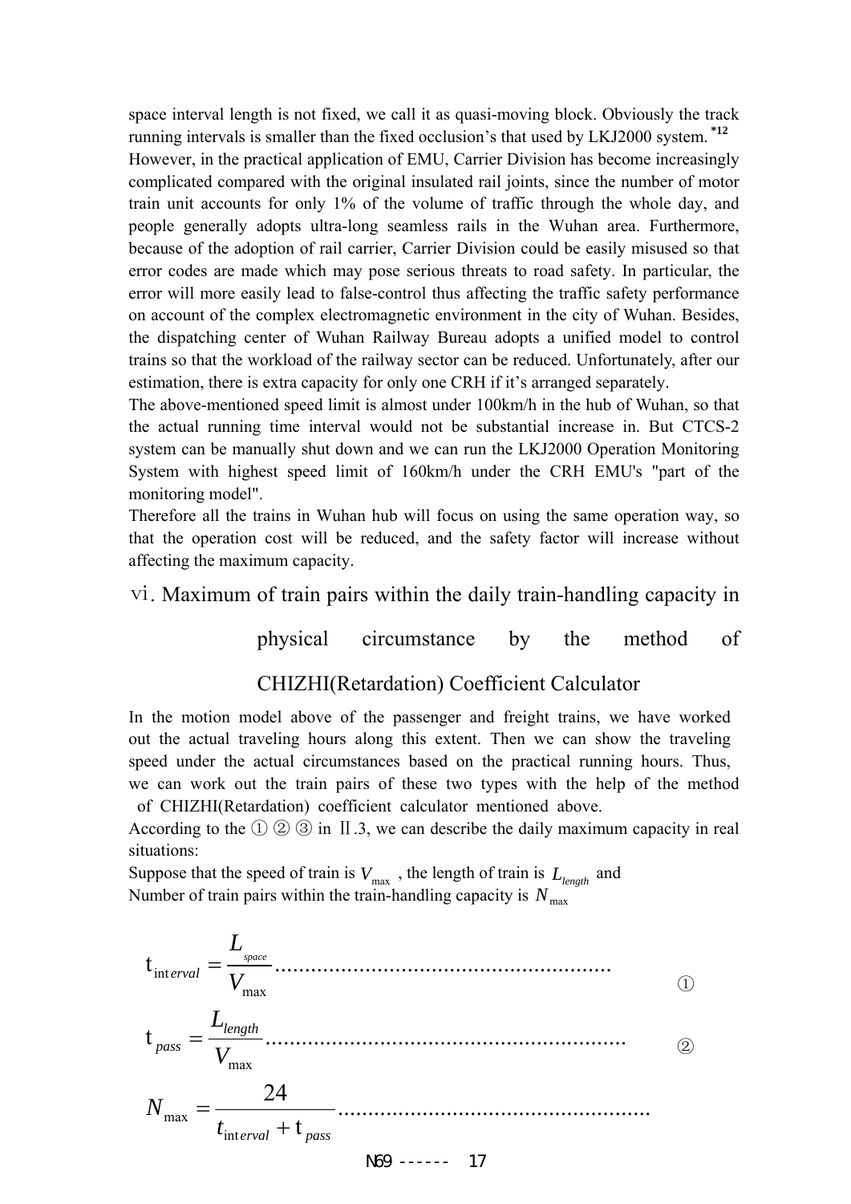space interval length is not fixed, we call it as quasi-moving block. Obviously the track running intervals is smaller than the fixed occlusion's that used by LKJ2000 system. [*12]

However, in the practical application of EMU, Carrier Division has become increasingly complicated compared with the original insulated rail joints, since the number of motor train unit accounts for only 1% of the volume of traffic through the whole day, and people generally adopts ultra-long seamless rails in the Wuhan area. Furthermore, because of the adoption of rail carrier, Carrier Division could be easily misused so that error codes are made which may pose serious threats to road safety. In particular, the error will more easily lead to false-control thus affecting the traffic safety performance on account of the complex electromagnetic environment in the city of Wuhan. Besides, the dispatching center of Wuhan Railway Bureau adopts a unified model to control trains so that the workload of the railway sector can be reduced. Unfortunately, after our estimation, there is extra capacity for only one CRH if it's arranged separately.

The above-mentioned speed limit is almost under 100km/h in the hub of Wuhan, so that the actual running time interval would not be substantial increase in. But CTCS-2 system can be manually shut down and we can run the LKJ2000 Operation Monitoring System with highest speed limit of 160km/h under the CRH EMU's "part of the monitoring model".

Therefore all the trains in Wuhan hub will focus on using the same operation way, so that the operation cost will be reduced, and the safety factor will increase without affecting the maximum capacity.

## vi. Maximum of train pairs within the daily train-handling capacity in physical circumstance by the method of CHIZHI(Retardation) Coefficient Calculator

In the motion model above of the passenger and freight trains, we have worked out the actual traveling hours along this extent. Then we can show the traveling speed under the actual circumstances based on the practical running hours. Thus, we can work out the train pairs of these two types with the help of the method of CHIZHI(Retardation) coefficient calculator mentioned above.

According to the ① ② ③ in Ⅱ.3, we can describe the daily maximum capacity in real situations:

Suppose that the speed of train is $V_{\max}$ , the length of train is $L_{length}$ and Number of train pairs within the train-handling capacity is $N_{\max}$

$$t_{interval} = \frac{L_{space}}{V_{\max}} \cdots\cdots \quad ①$$

$$t_{pass} = \frac{L_{length}}{V_{\max}} \cdots\cdots \quad ②$$

$$N_{\max} = \frac{24}{t_{interval} + t_{pass}} \cdots\cdots$$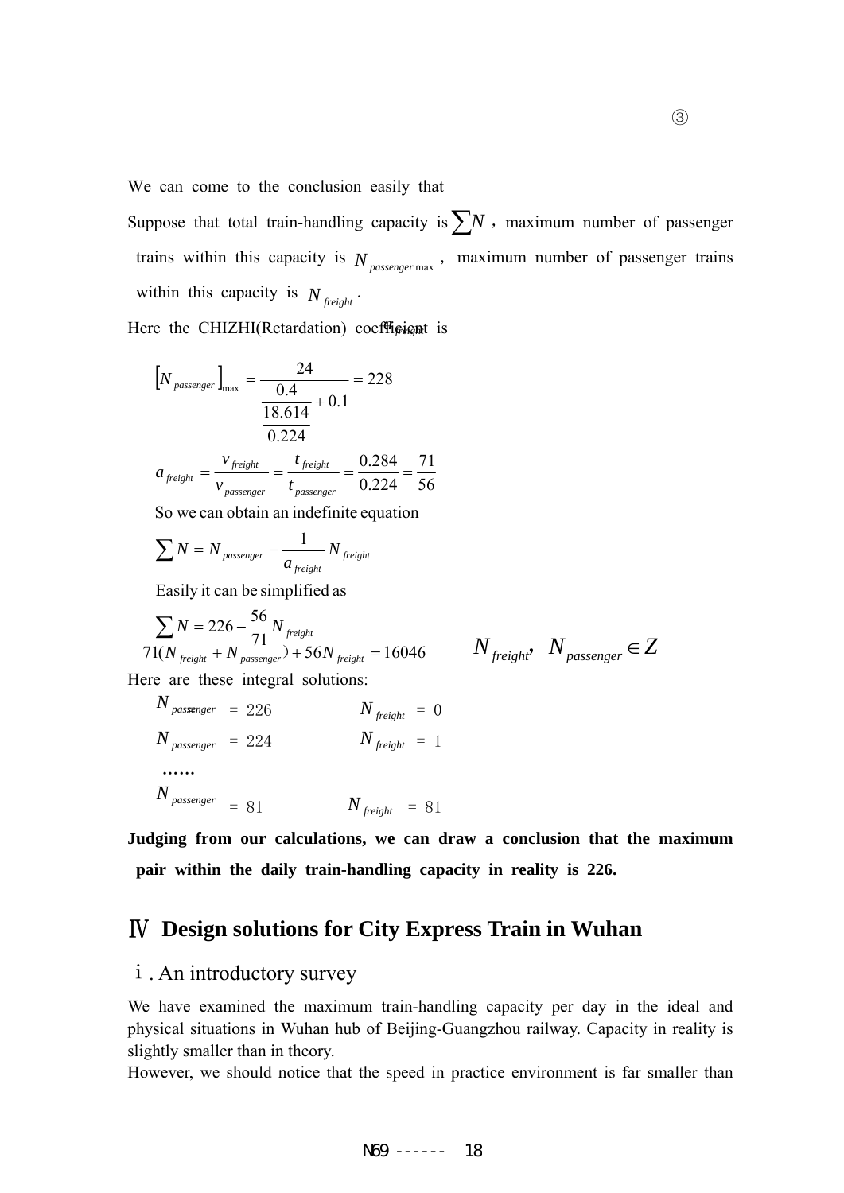③

We can come to the conclusion easily that

Suppose that total train-handling capacity is $\sum N$ , maximum number of passenger trains within this capacity is $N_{passenger\max}$ , maximum number of passenger trains within this capacity is $N_{freight}$ .

Here the CHIZHI(Retardation) coefficient is $\alpha_{freight}$

$$[N_{passenger}]_{\max} = \frac{24}{\frac{0.4}{\frac{18.614}{0.224}} + 0.1} = 228$$

$$a_{freight} = \frac{v_{freight}}{v_{passenger}} = \frac{t_{freight}}{t_{passenger}} = \frac{0.284}{0.224} = \frac{71}{56}$$

So we can obtain an indefinite equation

$$\sum N = N_{passenger} - \frac{1}{a_{freight}} N_{freight}$$

Easily it can be simplified as

$$\sum N = 226 - \frac{56}{71} N_{freight}$$

$$71(N_{freight} + N_{passenger}) + 56 N_{freight} = 16046 \qquad N_{freight},\ N_{passenger} \in Z$$

Here are these integral solutions:

$N_{passenger} = 226 \qquad N_{freight} = 0$

$N_{passenger} = 224 \qquad N_{freight} = 1$

……

$N_{passenger} = 81 \qquad N_{freight} = 81$

**Judging from our calculations, we can draw a conclusion that the maximum pair within the daily train-handling capacity in reality is 226.**

## Ⅳ Design solutions for City Express Train in Wuhan

### ⅰ. An introductory survey

We have examined the maximum train-handling capacity per day in the ideal and physical situations in Wuhan hub of Beijing-Guangzhou railway. Capacity in reality is slightly smaller than in theory.

However, we should notice that the speed in practice environment is far smaller than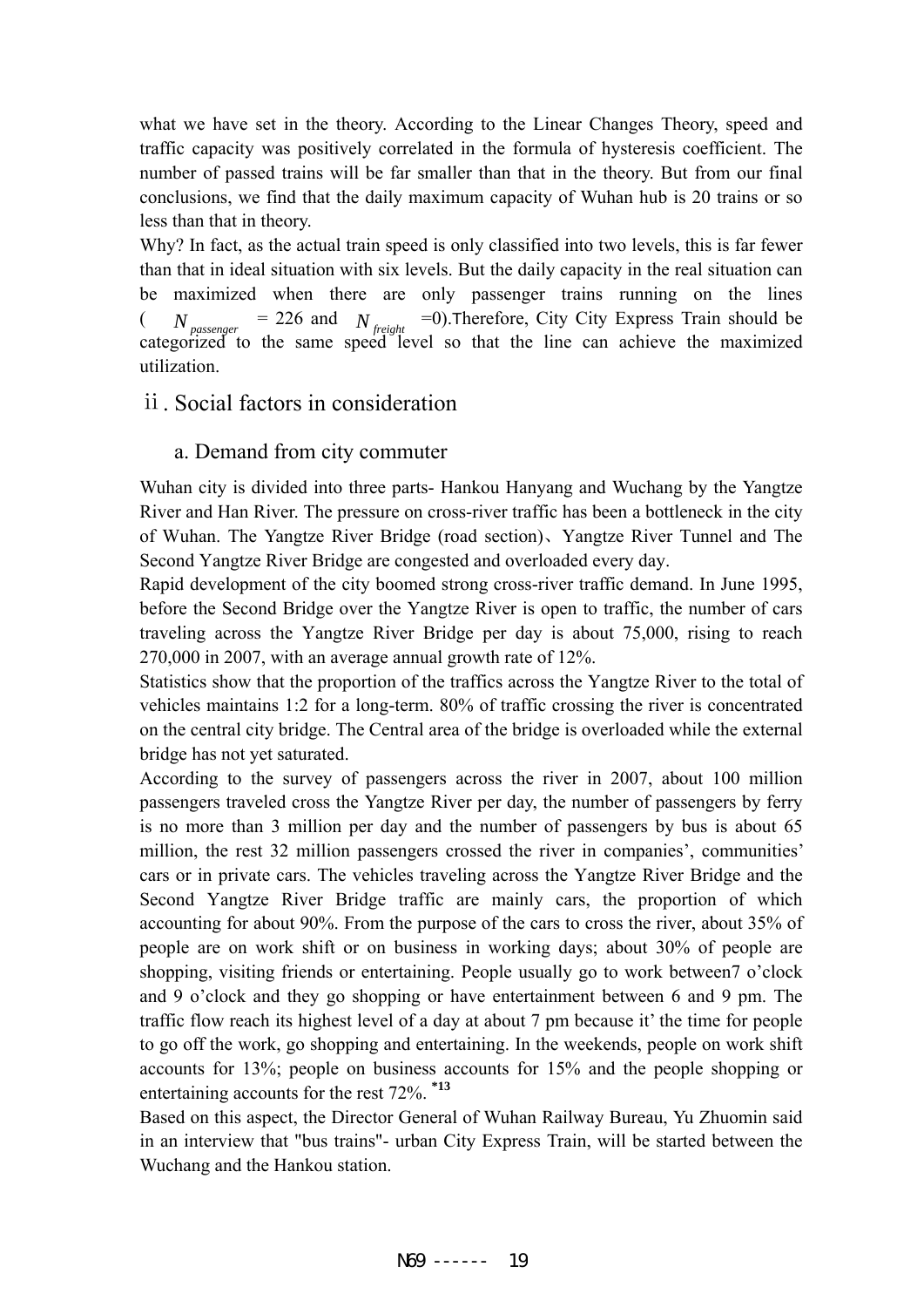what we have set in the theory. According to the Linear Changes Theory, speed and traffic capacity was positively correlated in the formula of hysteresis coefficient. The number of passed trains will be far smaller than that in the theory. But from our final conclusions, we find that the daily maximum capacity of Wuhan hub is 20 trains or so less than that in theory.

Why? In fact, as the actual train speed is only classified into two levels, this is far fewer than that in ideal situation with six levels. But the daily capacity in the real situation can be maximized when there are only passenger trains running on the lines ( $N_{passenger}$ = 226 and $N_{freight}$ =0).Therefore, City City Express Train should be categorized to the same speed level so that the line can achieve the maximized utilization.

## ⅱ. Social factors in consideration

### a. Demand from city commuter

Wuhan city is divided into three parts- Hankou Hanyang and Wuchang by the Yangtze River and Han River. The pressure on cross-river traffic has been a bottleneck in the city of Wuhan. The Yangtze River Bridge (road section)、Yangtze River Tunnel and The Second Yangtze River Bridge are congested and overloaded every day.

Rapid development of the city boomed strong cross-river traffic demand. In June 1995, before the Second Bridge over the Yangtze River is open to traffic, the number of cars traveling across the Yangtze River Bridge per day is about 75,000, rising to reach 270,000 in 2007, with an average annual growth rate of 12%.

Statistics show that the proportion of the traffics across the Yangtze River to the total of vehicles maintains 1:2 for a long-term. 80% of traffic crossing the river is concentrated on the central city bridge. The Central area of the bridge is overloaded while the external bridge has not yet saturated.

According to the survey of passengers across the river in 2007, about 100 million passengers traveled cross the Yangtze River per day, the number of passengers by ferry is no more than 3 million per day and the number of passengers by bus is about 65 million, the rest 32 million passengers crossed the river in companies', communities' cars or in private cars. The vehicles traveling across the Yangtze River Bridge and the Second Yangtze River Bridge traffic are mainly cars, the proportion of which accounting for about 90%. From the purpose of the cars to cross the river, about 35% of people are on work shift or on business in working days; about 30% of people are shopping, visiting friends or entertaining. People usually go to work between7 o'clock and 9 o'clock and they go shopping or have entertainment between 6 and 9 pm. The traffic flow reach its highest level of a day at about 7 pm because it' the time for people to go off the work, go shopping and entertaining. In the weekends, people on work shift accounts for 13%; people on business accounts for 15% and the people shopping or entertaining accounts for the rest 72%. [*13]

Based on this aspect, the Director General of Wuhan Railway Bureau, Yu Zhuomin said in an interview that "bus trains"- urban City Express Train, will be started between the Wuchang and the Hankou station.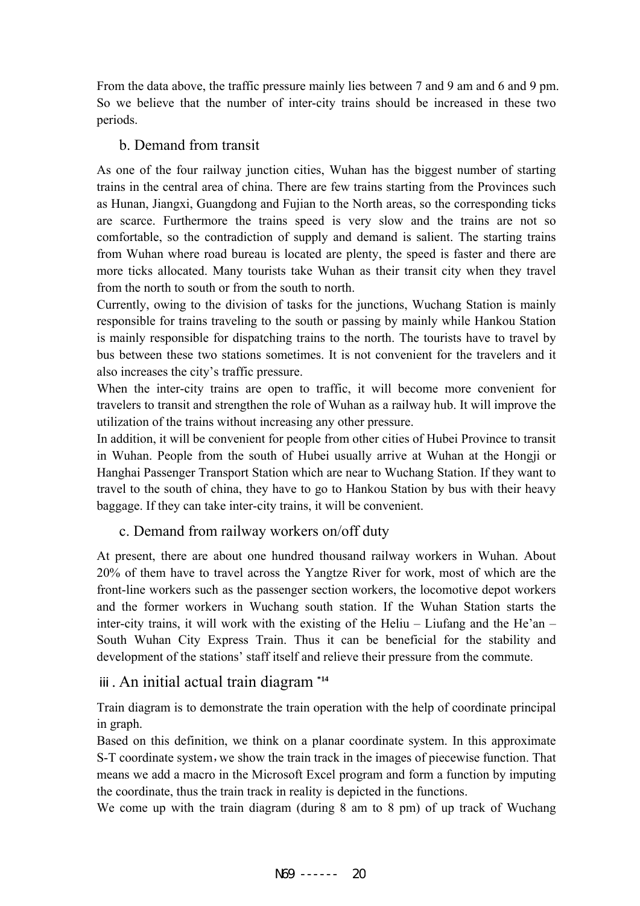From the data above, the traffic pressure mainly lies between 7 and 9 am and 6 and 9 pm. So we believe that the number of inter-city trains should be increased in these two periods.

### b. Demand from transit

As one of the four railway junction cities, Wuhan has the biggest number of starting trains in the central area of china. There are few trains starting from the Provinces such as Hunan, Jiangxi, Guangdong and Fujian to the North areas, so the corresponding ticks are scarce. Furthermore the trains speed is very slow and the trains are not so comfortable, so the contradiction of supply and demand is salient. The starting trains from Wuhan where road bureau is located are plenty, the speed is faster and there are more ticks allocated. Many tourists take Wuhan as their transit city when they travel from the north to south or from the south to north.

Currently, owing to the division of tasks for the junctions, Wuchang Station is mainly responsible for trains traveling to the south or passing by mainly while Hankou Station is mainly responsible for dispatching trains to the north. The tourists have to travel by bus between these two stations sometimes. It is not convenient for the travelers and it also increases the city's traffic pressure.

When the inter-city trains are open to traffic, it will become more convenient for travelers to transit and strengthen the role of Wuhan as a railway hub. It will improve the utilization of the trains without increasing any other pressure.

In addition, it will be convenient for people from other cities of Hubei Province to transit in Wuhan. People from the south of Hubei usually arrive at Wuhan at the Hongji or Hanghai Passenger Transport Station which are near to Wuchang Station. If they want to travel to the south of china, they have to go to Hankou Station by bus with their heavy baggage. If they can take inter-city trains, it will be convenient.

### c. Demand from railway workers on/off duty

At present, there are about one hundred thousand railway workers in Wuhan. About 20% of them have to travel across the Yangtze River for work, most of which are the front-line workers such as the passenger section workers, the locomotive depot workers and the former workers in Wuchang south station. If the Wuhan Station starts the inter-city trains, it will work with the existing of the Heliu – Liufang and the He'an – South Wuhan City Express Train. Thus it can be beneficial for the stability and development of the stations' staff itself and relieve their pressure from the commute.

## ⅲ. An initial actual train diagram [*14]

Train diagram is to demonstrate the train operation with the help of coordinate principal in graph.

Based on this definition, we think on a planar coordinate system. In this approximate S-T coordinate system，we show the train track in the images of piecewise function. That means we add a macro in the Microsoft Excel program and form a function by imputing the coordinate, thus the train track in reality is depicted in the functions.

We come up with the train diagram (during 8 am to 8 pm) of up track of Wuchang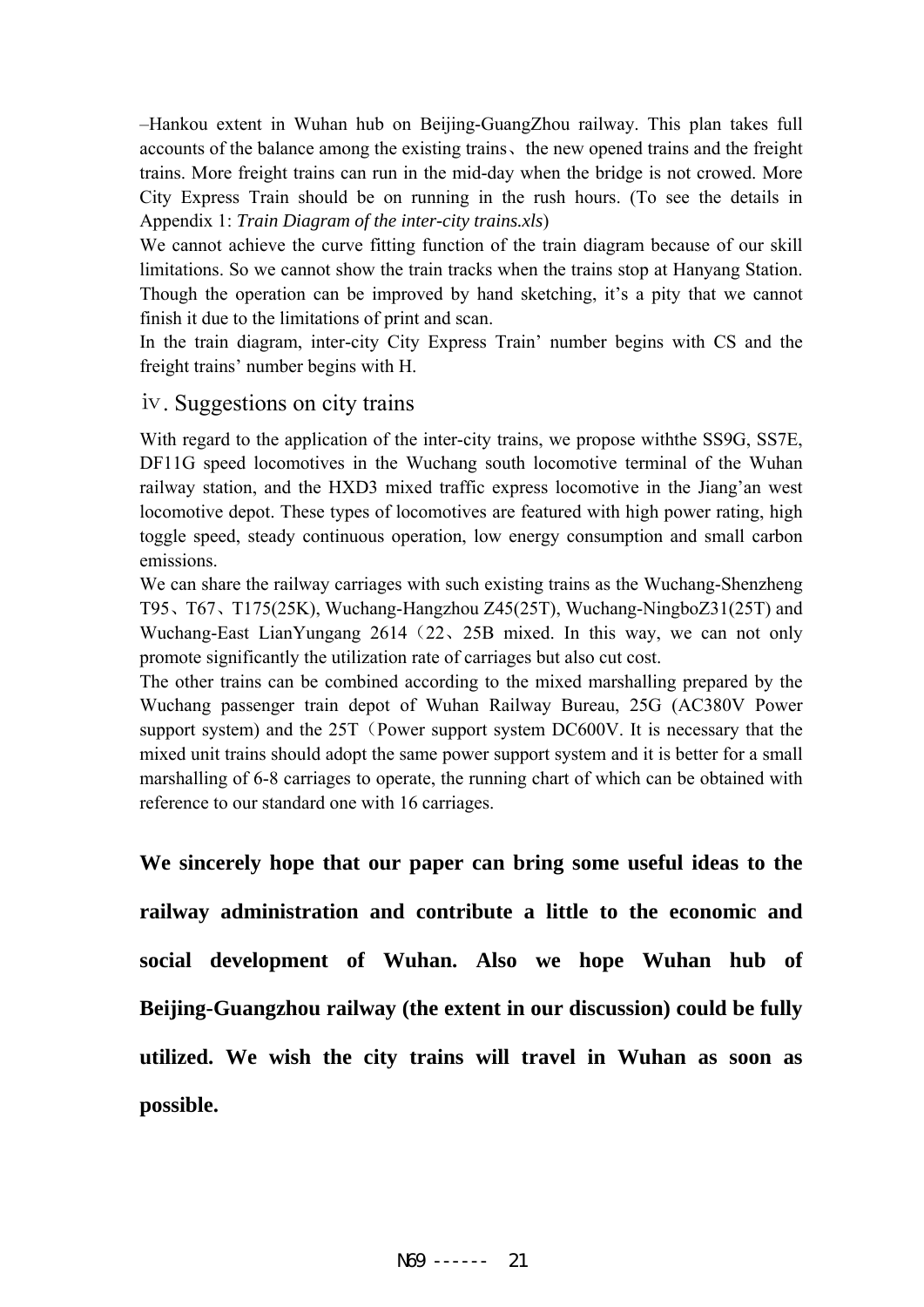–Hankou extent in Wuhan hub on Beijing-GuangZhou railway. This plan takes full accounts of the balance among the existing trains、the new opened trains and the freight trains. More freight trains can run in the mid-day when the bridge is not crowed. More City Express Train should be on running in the rush hours. (To see the details in Appendix 1: *Train Diagram of the inter-city trains.xls*)

We cannot achieve the curve fitting function of the train diagram because of our skill limitations. So we cannot show the train tracks when the trains stop at Hanyang Station. Though the operation can be improved by hand sketching, it's a pity that we cannot finish it due to the limitations of print and scan.

In the train diagram, inter-city City Express Train' number begins with CS and the freight trains' number begins with H.

### ⅳ. Suggestions on city trains

With regard to the application of the inter-city trains, we propose withthe SS9G, SS7E, DF11G speed locomotives in the Wuchang south locomotive terminal of the Wuhan railway station, and the HXD3 mixed traffic express locomotive in the Jiang'an west locomotive depot. These types of locomotives are featured with high power rating, high toggle speed, steady continuous operation, low energy consumption and small carbon emissions.

We can share the railway carriages with such existing trains as the Wuchang-Shenzheng T95、T67、T175(25K), Wuchang-Hangzhou Z45(25T), Wuchang-NingboZ31(25T) and Wuchang-East LianYungang 2614（22、25B mixed. In this way, we can not only promote significantly the utilization rate of carriages but also cut cost.

The other trains can be combined according to the mixed marshalling prepared by the Wuchang passenger train depot of Wuhan Railway Bureau, 25G (AC380V Power support system) and the 25T（Power support system DC600V. It is necessary that the mixed unit trains should adopt the same power support system and it is better for a small marshalling of 6-8 carriages to operate, the running chart of which can be obtained with reference to our standard one with 16 carriages.

**We sincerely hope that our paper can bring some useful ideas to the railway administration and contribute a little to the economic and social development of Wuhan. Also we hope Wuhan hub of Beijing-Guangzhou railway (the extent in our discussion) could be fully utilized. We wish the city trains will travel in Wuhan as soon as possible.**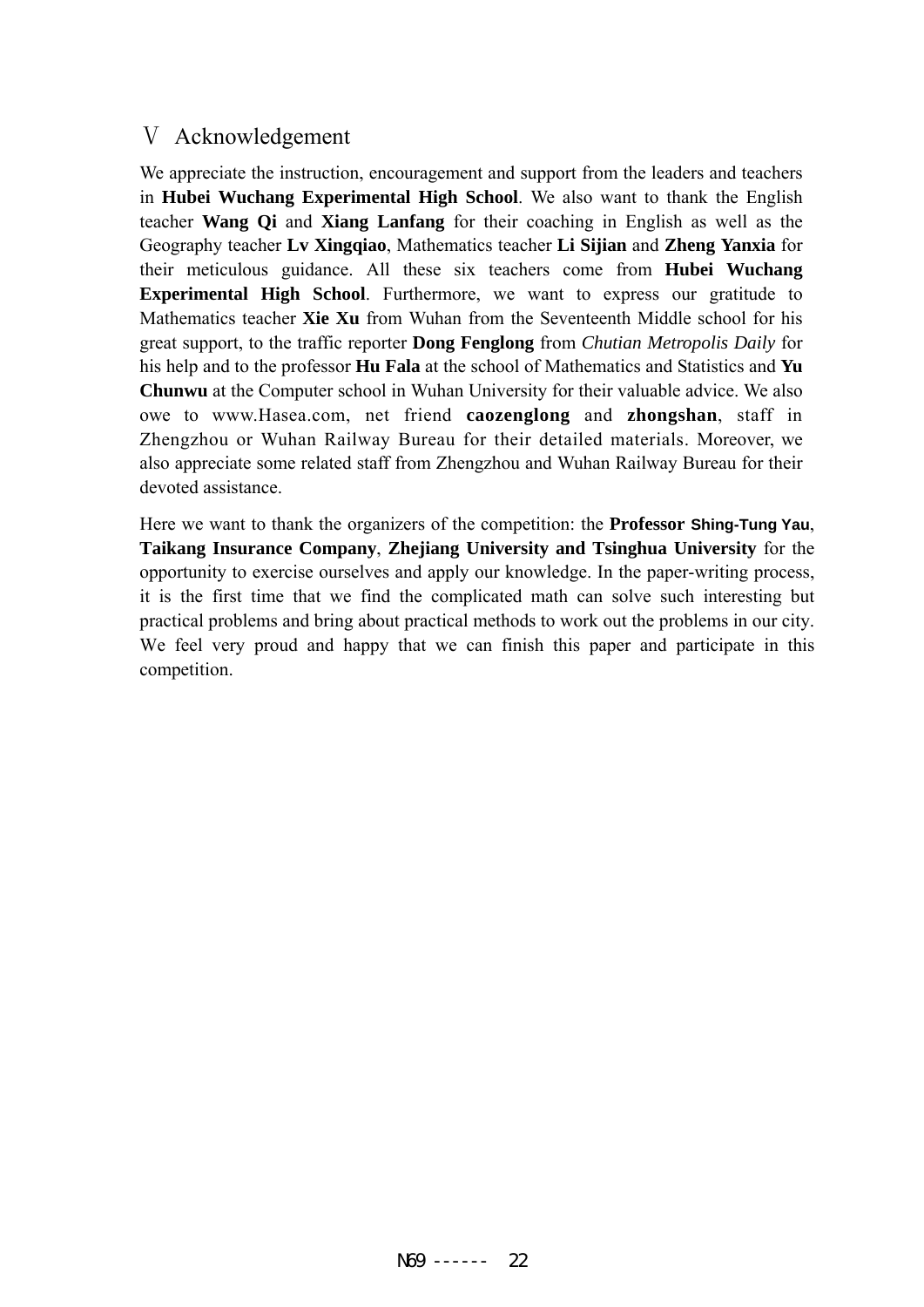## Ⅴ Acknowledgement

We appreciate the instruction, encouragement and support from the leaders and teachers in **Hubei Wuchang Experimental High School**. We also want to thank the English teacher **Wang Qi** and **Xiang Lanfang** for their coaching in English as well as the Geography teacher **Lv Xingqiao**, Mathematics teacher **Li Sijian** and **Zheng Yanxia** for their meticulous guidance. All these six teachers come from **Hubei Wuchang Experimental High School**. Furthermore, we want to express our gratitude to Mathematics teacher **Xie Xu** from Wuhan from the Seventeenth Middle school for his great support, to the traffic reporter **Dong Fenglong** from *Chutian Metropolis Daily* for his help and to the professor **Hu Fala** at the school of Mathematics and Statistics and **Yu Chunwu** at the Computer school in Wuhan University for their valuable advice. We also owe to www.Hasea.com, net friend **caozenglong** and **zhongshan**, staff in Zhengzhou or Wuhan Railway Bureau for their detailed materials. Moreover, we also appreciate some related staff from Zhengzhou and Wuhan Railway Bureau for their devoted assistance.

Here we want to thank the organizers of the competition: the **Professor Shing-Tung Yau**, **Taikang Insurance Company**, **Zhejiang University and Tsinghua University** for the opportunity to exercise ourselves and apply our knowledge. In the paper-writing process, it is the first time that we find the complicated math can solve such interesting but practical problems and bring about practical methods to work out the problems in our city. We feel very proud and happy that we can finish this paper and participate in this competition.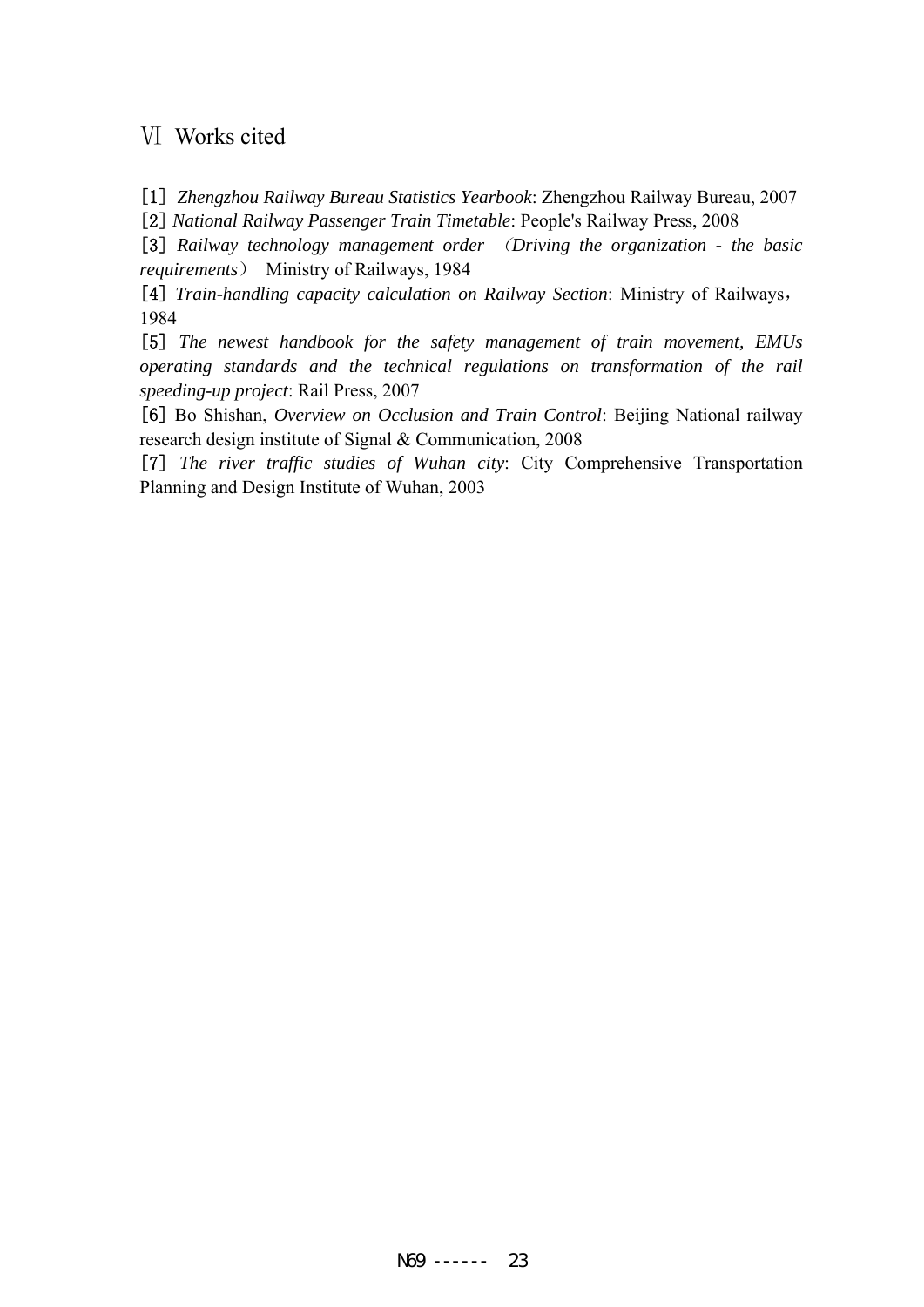## Ⅵ Works cited

［1］ *Zhengzhou Railway Bureau Statistics Yearbook*: Zhengzhou Railway Bureau, 2007

［2］ *National Railway Passenger Train Timetable*: People's Railway Press, 2008

［3］ *Railway technology management order* （*Driving the organization - the basic requirements*） Ministry of Railways, 1984

［4］ *Train-handling capacity calculation on Railway Section*: Ministry of Railways， 1984

［5］ *The newest handbook for the safety management of train movement, EMUs operating standards and the technical regulations on transformation of the rail speeding-up project*: Rail Press, 2007

［6］ Bo Shishan, *Overview on Occlusion and Train Control*: Beijing National railway research design institute of Signal & Communication, 2008

［7］ *The river traffic studies of Wuhan city*: City Comprehensive Transportation Planning and Design Institute of Wuhan, 2003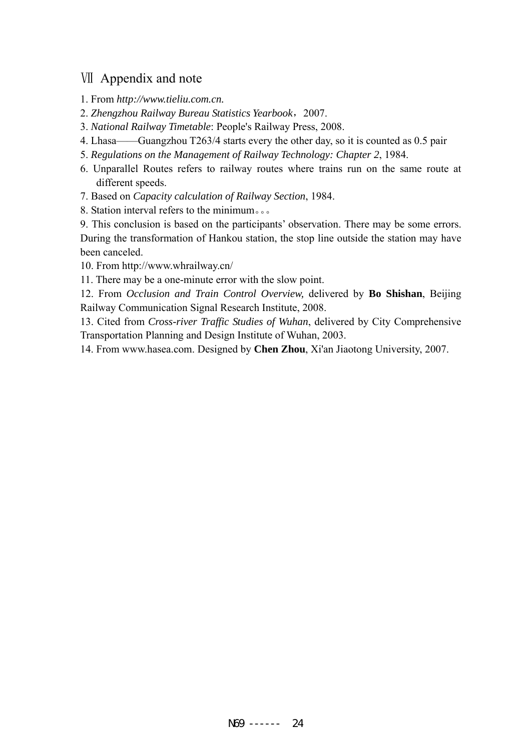## Ⅶ Appendix and note

1. From *http://www.tieliu.com.cn.*
2. *Zhengzhou Railway Bureau Statistics Yearbook*，2007.
3. *National Railway Timetable*: People's Railway Press, 2008.
4. Lhasa——Guangzhou T263/4 starts every the other day, so it is counted as 0.5 pair
5. *Regulations on the Management of Railway Technology: Chapter 2*, 1984.
6. Unparallel Routes refers to railway routes where trains run on the same route at different speeds.
7. Based on *Capacity calculation of Railway Section*, 1984.
8. Station interval refers to the minimum。。。
9. This conclusion is based on the participants' observation. There may be some errors. During the transformation of Hankou station, the stop line outside the station may have been canceled.
10. From http://www.whrailway.cn/
11. There may be a one-minute error with the slow point.
12. From *Occlusion and Train Control Overview,* delivered by **Bo Shishan**, Beijing Railway Communication Signal Research Institute, 2008.
13. Cited from *Cross-river Traffic Studies of Wuhan*, delivered by City Comprehensive Transportation Planning and Design Institute of Wuhan, 2003.
14. From www.hasea.com. Designed by **Chen Zhou**, Xi'an Jiaotong University, 2007.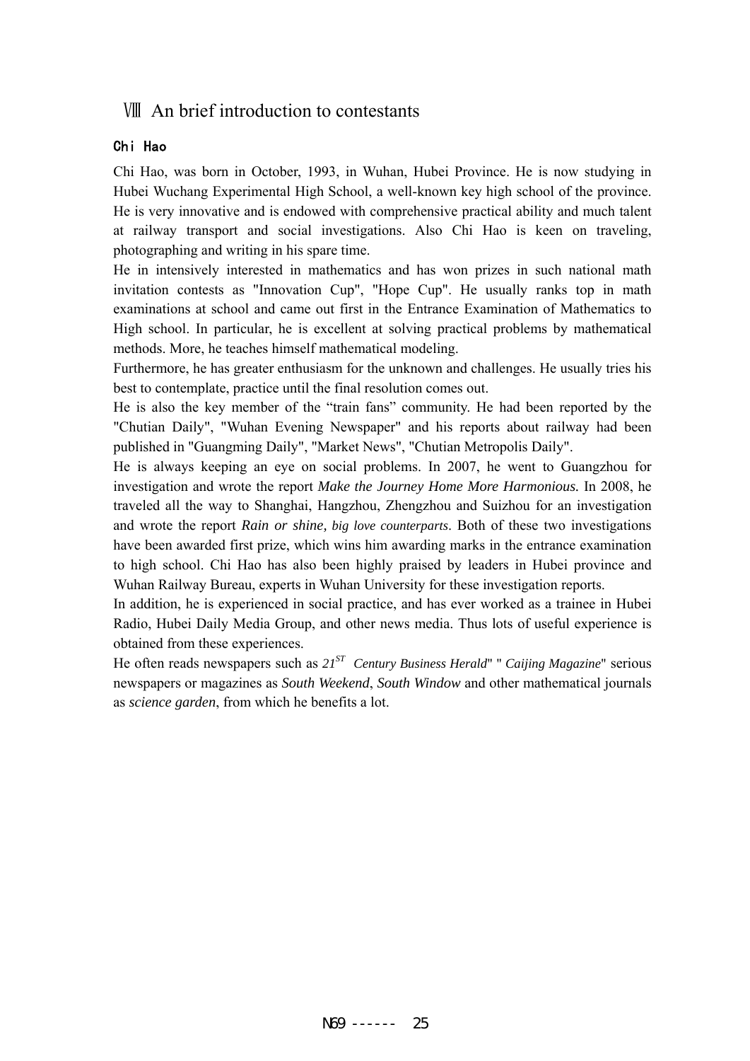## Ⅷ An brief introduction to contestants

### Chi Hao

Chi Hao, was born in October, 1993, in Wuhan, Hubei Province. He is now studying in Hubei Wuchang Experimental High School, a well-known key high school of the province. He is very innovative and is endowed with comprehensive practical ability and much talent at railway transport and social investigations. Also Chi Hao is keen on traveling, photographing and writing in his spare time.

He in intensively interested in mathematics and has won prizes in such national math invitation contests as "Innovation Cup", "Hope Cup". He usually ranks top in math examinations at school and came out first in the Entrance Examination of Mathematics to High school. In particular, he is excellent at solving practical problems by mathematical methods. More, he teaches himself mathematical modeling.

Furthermore, he has greater enthusiasm for the unknown and challenges. He usually tries his best to contemplate, practice until the final resolution comes out.

He is also the key member of the "train fans" community. He had been reported by the "Chutian Daily", "Wuhan Evening Newspaper" and his reports about railway had been published in "Guangming Daily", "Market News", "Chutian Metropolis Daily".

He is always keeping an eye on social problems. In 2007, he went to Guangzhou for investigation and wrote the report *Make the Journey Home More Harmonious.* In 2008, he traveled all the way to Shanghai, Hangzhou, Zhengzhou and Suizhou for an investigation and wrote the report *Rain or shine, big love counterparts*. Both of these two investigations have been awarded first prize, which wins him awarding marks in the entrance examination to high school. Chi Hao has also been highly praised by leaders in Hubei province and Wuhan Railway Bureau, experts in Wuhan University for these investigation reports.

In addition, he is experienced in social practice, and has ever worked as a trainee in Hubei Radio, Hubei Daily Media Group, and other news media. Thus lots of useful experience is obtained from these experiences.

He often reads newspapers such as *21$^{ST}$ Century Business Herald*" "*Caijing Magazine*" serious newspapers or magazines as *South Weekend*, *South Window* and other mathematical journals as *science garden*, from which he benefits a lot.